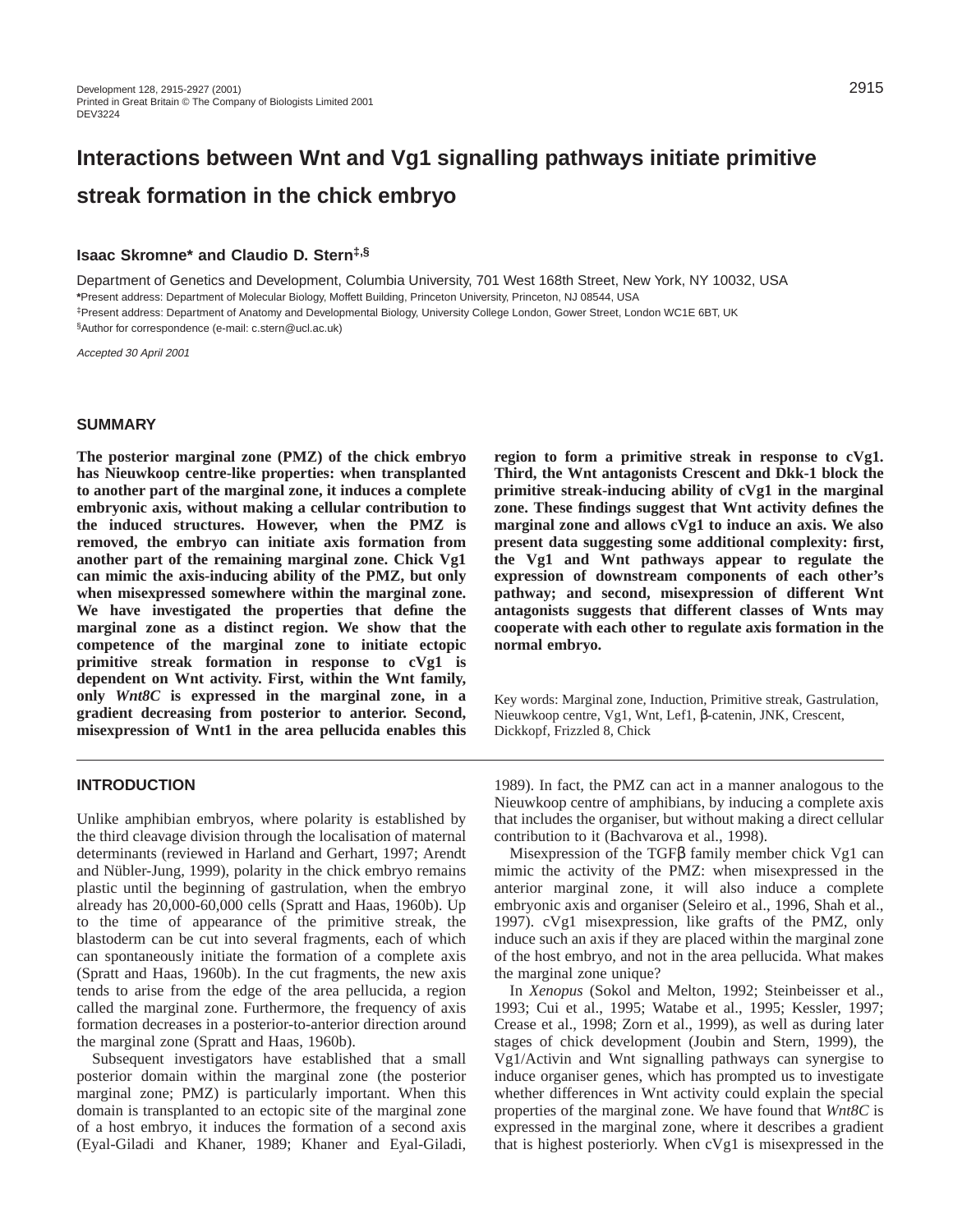# Interactions between Wnt and Vg1 signalling pathways initiate primitive streak formation in the chick embryo

**Isaac Skromne* and Claudio D. Stern[‡,§]**

Department of Genetics and Development, Columbia University, 701 West 168th Street, New York, NY 10032, USA

*Present address: Department of Molecular Biology, Moffett Building, Princeton University, Princeton, NJ 08544, USA

[‡]Present address: Department of Anatomy and Developmental Biology, University College London, Gower Street, London WC1E 6BT, UK

[§]Author for correspondence (e-mail: c.stern@ucl.ac.uk)

*Accepted 30 April 2001*

## SUMMARY

**The posterior marginal zone (PMZ) of the chick embryo has Nieuwkoop centre-like properties: when transplanted to another part of the marginal zone, it induces a complete embryonic axis, without making a cellular contribution to the induced structures. However, when the PMZ is removed, the embryo can initiate axis formation from another part of the remaining marginal zone. Chick Vg1 can mimic the axis-inducing ability of the PMZ, but only when misexpressed somewhere within the marginal zone. We have investigated the properties that define the marginal zone as a distinct region. We show that the competence of the marginal zone to initiate ectopic primitive streak formation in response to cVg1 is dependent on Wnt activity. First, within the Wnt family, only *Wnt8C* is expressed in the marginal zone, in a gradient decreasing from posterior to anterior. Second, misexpression of Wnt1 in the area pellucida enables this region to form a primitive streak in response to cVg1. Third, the Wnt antagonists Crescent and Dkk-1 block the primitive streak-inducing ability of cVg1 in the marginal zone. These findings suggest that Wnt activity defines the marginal zone and allows cVg1 to induce an axis. We also present data suggesting some additional complexity: first, the Vg1 and Wnt pathways appear to regulate the expression of downstream components of each other's pathway; and second, misexpression of different Wnt antagonists suggests that different classes of Wnts may cooperate with each other to regulate axis formation in the normal embryo.**

Key words: Marginal zone, Induction, Primitive streak, Gastrulation, Nieuwkoop centre, Vg1, Wnt, Lef1, β-catenin, JNK, Crescent, Dickkopf, Frizzled 8, Chick

## INTRODUCTION

Unlike amphibian embryos, where polarity is established by the third cleavage division through the localisation of maternal determinants (reviewed in Harland and Gerhart, 1997; Arendt and Nübler-Jung, 1999), polarity in the chick embryo remains plastic until the beginning of gastrulation, when the embryo already has 20,000-60,000 cells (Spratt and Haas, 1960b). Up to the time of appearance of the primitive streak, the blastoderm can be cut into several fragments, each of which can spontaneously initiate the formation of a complete axis (Spratt and Haas, 1960b). In the cut fragments, the new axis tends to arise from the edge of the area pellucida, a region called the marginal zone. Furthermore, the frequency of axis formation decreases in a posterior-to-anterior direction around the marginal zone (Spratt and Haas, 1960b).

Subsequent investigators have established that a small posterior domain within the marginal zone (the posterior marginal zone; PMZ) is particularly important. When this domain is transplanted to an ectopic site of the marginal zone of a host embryo, it induces the formation of a second axis (Eyal-Giladi and Khaner, 1989; Khaner and Eyal-Giladi, 1989). In fact, the PMZ can act in a manner analogous to the Nieuwkoop centre of amphibians, by inducing a complete axis that includes the organiser, but without making a direct cellular contribution to it (Bachvarova et al., 1998).

Misexpression of the TGFβ family member chick Vg1 can mimic the activity of the PMZ: when misexpressed in the anterior marginal zone, it will also induce a complete embryonic axis and organiser (Seleiro et al., 1996, Shah et al., 1997). cVg1 misexpression, like grafts of the PMZ, only induce such an axis if they are placed within the marginal zone of the host embryo, and not in the area pellucida. What makes the marginal zone unique?

In *Xenopus* (Sokol and Melton, 1992; Steinbeisser et al., 1993; Cui et al., 1995; Watabe et al., 1995; Kessler, 1997; Crease et al., 1998; Zorn et al., 1999), as well as during later stages of chick development (Joubin and Stern, 1999), the Vg1/Activin and Wnt signalling pathways can synergise to induce organiser genes, which has prompted us to investigate whether differences in Wnt activity could explain the special properties of the marginal zone. We have found that *Wnt8C* is expressed in the marginal zone, where it describes a gradient that is highest posteriorly. When cVg1 is misexpressed in the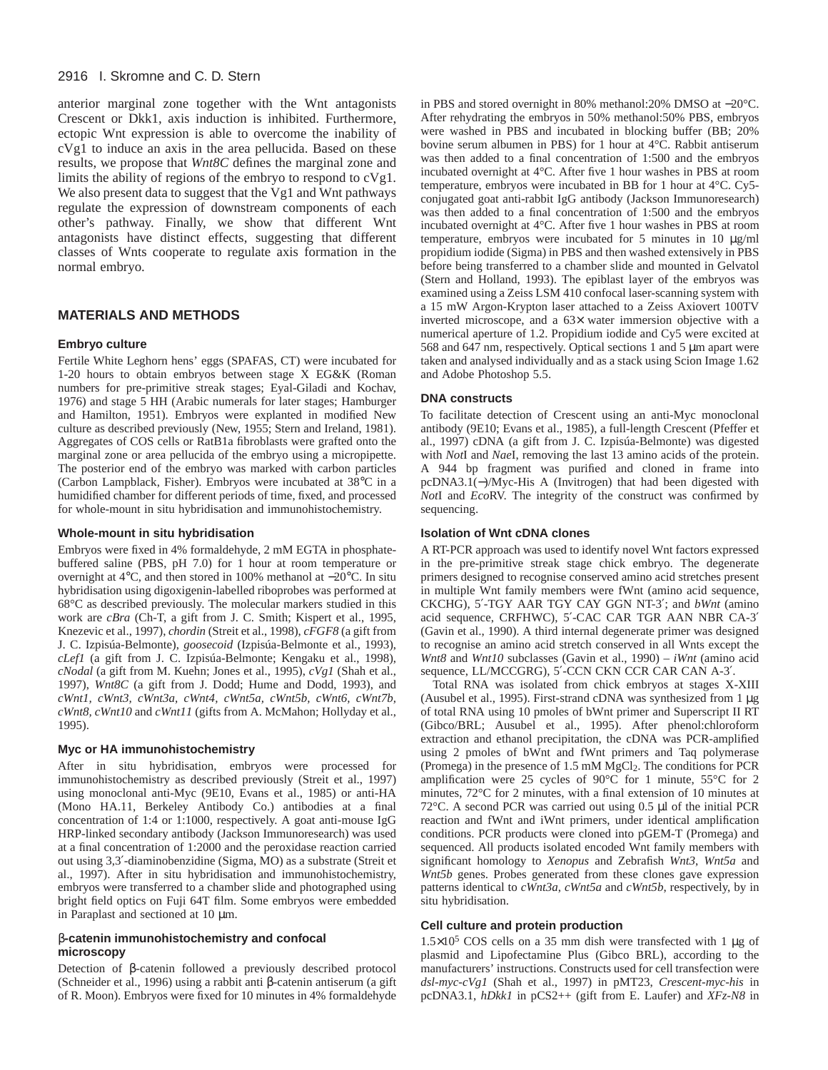anterior marginal zone together with the Wnt antagonists Crescent or Dkk1, axis induction is inhibited. Furthermore, ectopic Wnt expression is able to overcome the inability of cVg1 to induce an axis in the area pellucida. Based on these results, we propose that *Wnt8C* defines the marginal zone and limits the ability of regions of the embryo to respond to cVg1. We also present data to suggest that the Vg1 and Wnt pathways regulate the expression of downstream components of each other's pathway. Finally, we show that different Wnt antagonists have distinct effects, suggesting that different classes of Wnts cooperate to regulate axis formation in the normal embryo.

## MATERIALS AND METHODS

### Embryo culture

Fertile White Leghorn hens' eggs (SPAFAS, CT) were incubated for 1-20 hours to obtain embryos between stage X EG&K (Roman numbers for pre-primitive streak stages; Eyal-Giladi and Kochav, 1976) and stage 5 HH (Arabic numerals for later stages; Hamburger and Hamilton, 1951). Embryos were explanted in modified New culture as described previously (New, 1955; Stern and Ireland, 1981). Aggregates of COS cells or RatB1a fibroblasts were grafted onto the marginal zone or area pellucida of the embryo using a micropipette. The posterior end of the embryo was marked with carbon particles (Carbon Lampblack, Fisher). Embryos were incubated at 38°C in a humidified chamber for different periods of time, fixed, and processed for whole-mount in situ hybridisation and immunohistochemistry.

### Whole-mount in situ hybridisation

Embryos were fixed in 4% formaldehyde, 2 mM EGTA in phosphate-buffered saline (PBS, pH 7.0) for 1 hour at room temperature or overnight at 4°C, and then stored in 100% methanol at −20°C. In situ hybridisation using digoxigenin-labelled riboprobes was performed at 68°C as described previously. The molecular markers studied in this work are *cBra* (Ch-T, a gift from J. C. Smith; Kispert et al., 1995, Knezevic et al., 1997), *chordin* (Streit et al., 1998), *cFGF8* (a gift from J. C. Izpisúa-Belmonte), *goosecoid* (Izpisúa-Belmonte et al., 1993), *cLef1* (a gift from J. C. Izpisúa-Belmonte; Kengaku et al., 1998), *cNodal* (a gift from M. Kuehn; Jones et al., 1995), *cVg1* (Shah et al., 1997), *Wnt8C* (a gift from J. Dodd; Hume and Dodd, 1993), and *cWnt1, cWnt3, cWnt3a, cWnt4, cWnt5a, cWnt5b, cWnt6, cWnt7b, cWnt8, cWnt10* and *cWnt11* (gifts from A. McMahon; Hollyday et al., 1995).

### Myc or HA immunohistochemistry

After in situ hybridisation, embryos were processed for immunohistochemistry as described previously (Streit et al., 1997) using monoclonal anti-Myc (9E10, Evans et al., 1985) or anti-HA (Mono HA.11, Berkeley Antibody Co.) antibodies at a final concentration of 1:4 or 1:1000, respectively. A goat anti-mouse IgG HRP-linked secondary antibody (Jackson Immunoresearch) was used at a final concentration of 1:2000 and the peroxidase reaction carried out using 3,3′-diaminobenzidine (Sigma, MO) as a substrate (Streit et al., 1997). After in situ hybridisation and immunohistochemistry, embryos were transferred to a chamber slide and photographed using bright field optics on Fuji 64T film. Some embryos were embedded in Paraplast and sectioned at 10 μm.

### β-catenin immunohistochemistry and confocal microscopy

Detection of β-catenin followed a previously described protocol (Schneider et al., 1996) using a rabbit anti β-catenin antiserum (a gift of R. Moon). Embryos were fixed for 10 minutes in 4% formaldehyde in PBS and stored overnight in 80% methanol:20% DMSO at −20°C. After rehydrating the embryos in 50% methanol:50% PBS, embryos were washed in PBS and incubated in blocking buffer (BB; 20% bovine serum albumen in PBS) for 1 hour at 4°C. Rabbit antiserum was then added to a final concentration of 1:500 and the embryos incubated overnight at 4°C. After five 1 hour washes in PBS at room temperature, embryos were incubated in BB for 1 hour at 4°C. Cy5-conjugated goat anti-rabbit IgG antibody (Jackson Immunoresearch) was then added to a final concentration of 1:500 and the embryos incubated overnight at 4°C. After five 1 hour washes in PBS at room temperature, embryos were incubated for 5 minutes in 10 μg/ml propidium iodide (Sigma) in PBS and then washed extensively in PBS before being transferred to a chamber slide and mounted in Gelvatol (Stern and Holland, 1993). The epiblast layer of the embryos was examined using a Zeiss LSM 410 confocal laser-scanning system with a 15 mW Argon-Krypton laser attached to a Zeiss Axiovert 100TV inverted microscope, and a 63× water immersion objective with a numerical aperture of 1.2. Propidium iodide and Cy5 were excited at 568 and 647 nm, respectively. Optical sections 1 and 5 μm apart were taken and analysed individually and as a stack using Scion Image 1.62 and Adobe Photoshop 5.5.

### DNA constructs

To facilitate detection of Crescent using an anti-Myc monoclonal antibody (9E10; Evans et al., 1985), a full-length Crescent (Pfeffer et al., 1997) cDNA (a gift from J. C. Izpisúa-Belmonte) was digested with *Not*I and *Nae*I, removing the last 13 amino acids of the protein. A 944 bp fragment was purified and cloned in frame into pcDNA3.1(−)/Myc-His A (Invitrogen) that had been digested with *Not*I and *Eco*RV. The integrity of the construct was confirmed by sequencing.

### Isolation of Wnt cDNA clones

A RT-PCR approach was used to identify novel Wnt factors expressed in the pre-primitive streak stage chick embryo. The degenerate primers designed to recognise conserved amino acid stretches present in multiple Wnt family members were fWnt (amino acid sequence, CKCHG), 5′-TGY AAR TGY CAY GGN NT-3′; and *bWnt* (amino acid sequence, CRFHWC), 5′-CAC CAR TGR AAN NBR CA-3′ (Gavin et al., 1990). A third internal degenerate primer was designed to recognise an amino acid stretch conserved in all Wnts except the *Wnt8* and *Wnt10* subclasses (Gavin et al., 1990) – *iWnt* (amino acid sequence, LL/MCCGRG), 5′-CCN CKN CCR CAR CAN A-3′.

Total RNA was isolated from chick embryos at stages X-XIII (Ausubel et al., 1995). First-strand cDNA was synthesized from 1 μg of total RNA using 10 pmoles of bWnt primer and Superscript II RT (Gibco/BRL; Ausubel et al., 1995). After phenol:chloroform extraction and ethanol precipitation, the cDNA was PCR-amplified using 2 pmoles of bWnt and fWnt primers and Taq polymerase (Promega) in the presence of 1.5 mM $MgCl_2$. The conditions for PCR amplification were 25 cycles of 90°C for 1 minute, 55°C for 2 minutes, 72°C for 2 minutes, with a final extension of 10 minutes at 72°C. A second PCR was carried out using 0.5 μl of the initial PCR reaction and fWnt and iWnt primers, under identical amplification conditions. PCR products were cloned into pGEM-T (Promega) and sequenced. All products isolated encoded Wnt family members with significant homology to *Xenopus* and Zebrafish *Wnt3*, *Wnt5a* and *Wnt5b* genes. Probes generated from these clones gave expression patterns identical to *cWnt3a*, *cWnt5a* and *cWnt5b*, respectively, by in situ hybridisation.

### Cell culture and protein production

$1.5{\times}10^5$ COS cells on a 35 mm dish were transfected with 1 μg of plasmid and Lipofectamine Plus (Gibco BRL), according to the manufacturers' instructions. Constructs used for cell transfection were *dsl-myc-cVg1* (Shah et al., 1997) in pMT23, *Crescent-myc-his* in pcDNA3.1, *hDkk1* in pCS2++ (gift from E. Laufer) and *XFz-N8* in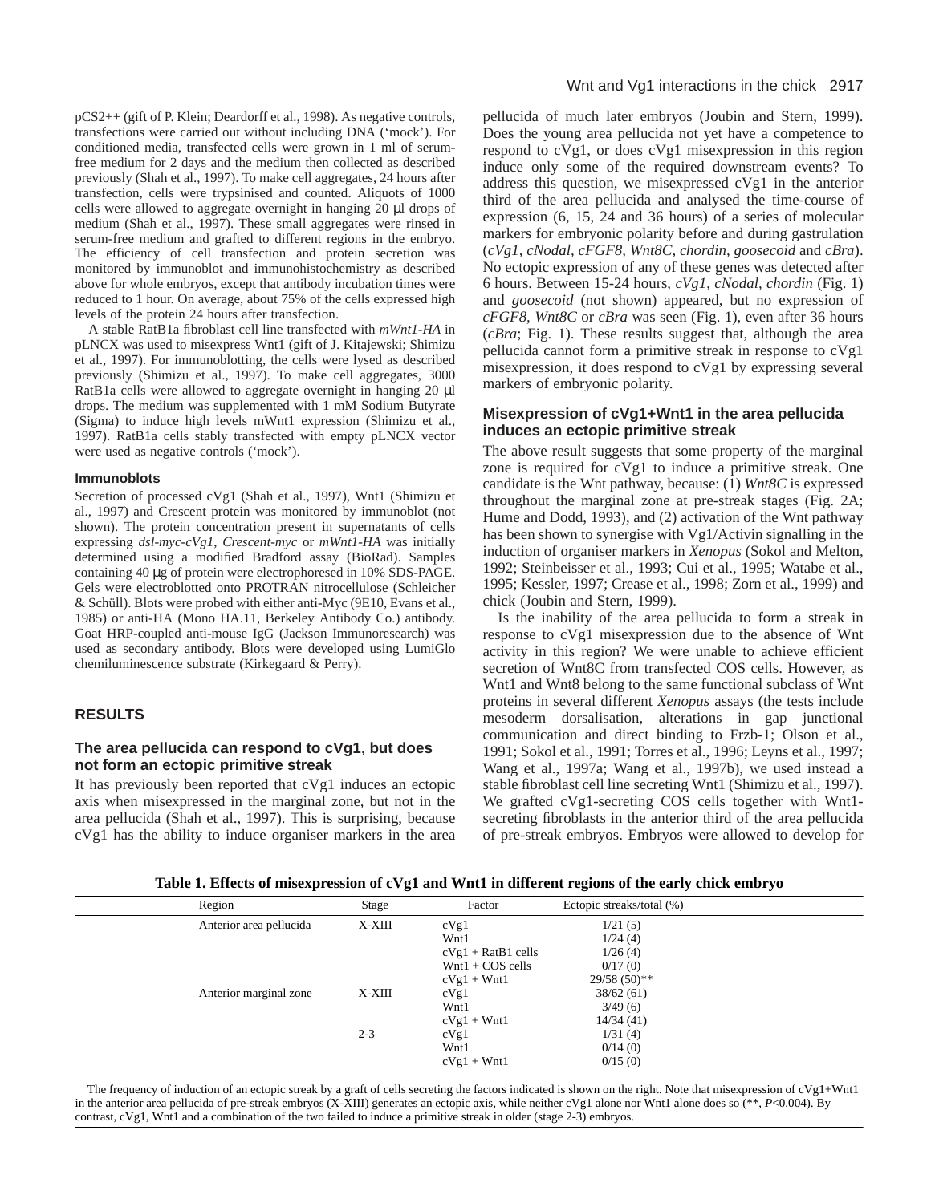pCS2++ (gift of P. Klein; Deardorff et al., 1998). As negative controls, transfections were carried out without including DNA ('mock'). For conditioned media, transfected cells were grown in 1 ml of serum-free medium for 2 days and the medium then collected as described previously (Shah et al., 1997). To make cell aggregates, 24 hours after transfection, cells were trypsinised and counted. Aliquots of 1000 cells were allowed to aggregate overnight in hanging 20 μl drops of medium (Shah et al., 1997). These small aggregates were rinsed in serum-free medium and grafted to different regions in the embryo. The efficiency of cell transfection and protein secretion was monitored by immunoblot and immunohistochemistry as described above for whole embryos, except that antibody incubation times were reduced to 1 hour. On average, about 75% of the cells expressed high levels of the protein 24 hours after transfection.

A stable RatB1a fibroblast cell line transfected with *mWnt1-HA* in pLNCX was used to misexpress Wnt1 (gift of J. Kitajewski; Shimizu et al., 1997). For immunoblotting, the cells were lysed as described previously (Shimizu et al., 1997). To make cell aggregates, 3000 RatB1a cells were allowed to aggregate overnight in hanging 20 μl drops. The medium was supplemented with 1 mM Sodium Butyrate (Sigma) to induce high levels mWnt1 expression (Shimizu et al., 1997). RatB1a cells stably transfected with empty pLNCX vector were used as negative controls ('mock').

### Immunoblots

Secretion of processed cVg1 (Shah et al., 1997), Wnt1 (Shimizu et al., 1997) and Crescent protein was monitored by immunoblot (not shown). The protein concentration present in supernatants of cells expressing *dsl-myc-cVg1*, *Crescent-myc* or *mWnt1-HA* was initially determined using a modified Bradford assay (BioRad). Samples containing 40 μg of protein were electrophoresed in 10% SDS-PAGE. Gels were electroblotted onto PROTRAN nitrocellulose (Schleicher & Schüll). Blots were probed with either anti-Myc (9E10, Evans et al., 1985) or anti-HA (Mono HA.11, Berkeley Antibody Co.) antibody. Goat HRP-coupled anti-mouse IgG (Jackson Immunoresearch) was used as secondary antibody. Blots were developed using LumiGlo chemiluminescence substrate (Kirkegaard & Perry).

## RESULTS

### The area pellucida can respond to cVg1, but does not form an ectopic primitive streak

It has previously been reported that cVg1 induces an ectopic axis when misexpressed in the marginal zone, but not in the area pellucida (Shah et al., 1997). This is surprising, because cVg1 has the ability to induce organiser markers in the area pellucida of much later embryos (Joubin and Stern, 1999). Does the young area pellucida not yet have a competence to respond to cVg1, or does cVg1 misexpression in this region induce only some of the required downstream events? To address this question, we misexpressed cVg1 in the anterior third of the area pellucida and analysed the time-course of expression (6, 15, 24 and 36 hours) of a series of molecular markers for embryonic polarity before and during gastrulation (*cVg1, cNodal, cFGF8, Wnt8C, chordin, goosecoid* and *cBra*). No ectopic expression of any of these genes was detected after 6 hours. Between 15-24 hours, *cVg1, cNodal, chordin* (Fig. 1) and *goosecoid* (not shown) appeared, but no expression of *cFGF8, Wnt8C* or *cBra* was seen (Fig. 1), even after 36 hours (*cBra*; Fig. 1). These results suggest that, although the area pellucida cannot form a primitive streak in response to cVg1 misexpression, it does respond to cVg1 by expressing several markers of embryonic polarity.

### Misexpression of cVg1+Wnt1 in the area pellucida induces an ectopic primitive streak

The above result suggests that some property of the marginal zone is required for cVg1 to induce a primitive streak. One candidate is the Wnt pathway, because: (1) *Wnt8C* is expressed throughout the marginal zone at pre-streak stages (Fig. 2A; Hume and Dodd, 1993), and (2) activation of the Wnt pathway has been shown to synergise with Vg1/Activin signalling in the induction of organiser markers in *Xenopus* (Sokol and Melton, 1992; Steinbeisser et al., 1993; Cui et al., 1995; Watabe et al., 1995; Kessler, 1997; Crease et al., 1998; Zorn et al., 1999) and chick (Joubin and Stern, 1999).

Is the inability of the area pellucida to form a streak in response to cVg1 misexpression due to the absence of Wnt activity in this region? We were unable to achieve efficient secretion of Wnt8C from transfected COS cells. However, as Wnt1 and Wnt8 belong to the same functional subclass of Wnt proteins in several different *Xenopus* assays (the tests include mesoderm dorsalisation, alterations in gap junctional communication and direct binding to Frzb-1; Olson et al., 1991; Sokol et al., 1991; Torres et al., 1996; Leyns et al., 1997; Wang et al., 1997a; Wang et al., 1997b), we used instead a stable fibroblast cell line secreting Wnt1 (Shimizu et al., 1997). We grafted cVg1-secreting COS cells together with Wnt1-secreting fibroblasts in the anterior third of the area pellucida of pre-streak embryos. Embryos were allowed to develop for

**Table 1. Effects of misexpression of cVg1 and Wnt1 in different regions of the early chick embryo**

| Region | Stage | Factor | Ectopic streaks/total (%) |
|---|---|---|---|
| Anterior area pellucida | X-XIII | cVg1 | 1/21 (5) |
| | | Wnt1 | 1/24 (4) |
| | | cVg1 + RatB1 cells | 1/26 (4) |
| | | Wnt1 + COS cells | 0/17 (0) |
| | | cVg1 + Wnt1 | 29/58 (50)** |
| Anterior marginal zone | X-XIII | cVg1 | 38/62 (61) |
| | | Wnt1 | 3/49 (6) |
| | | cVg1 + Wnt1 | 14/34 (41) |
| | 2-3 | cVg1 | 1/31 (4) |
| | | Wnt1 | 0/14 (0) |
| | | cVg1 + Wnt1 | 0/15 (0) |

The frequency of induction of an ectopic streak by a graft of cells secreting the factors indicated is shown on the right. Note that misexpression of cVg1+Wnt1 in the anterior area pellucida of pre-streak embryos (X-XIII) generates an ectopic axis, while neither cVg1 alone nor Wnt1 alone does so (**, $P<0.004$). By contrast, cVg1, Wnt1 and a combination of the two failed to induce a primitive streak in older (stage 2-3) embryos.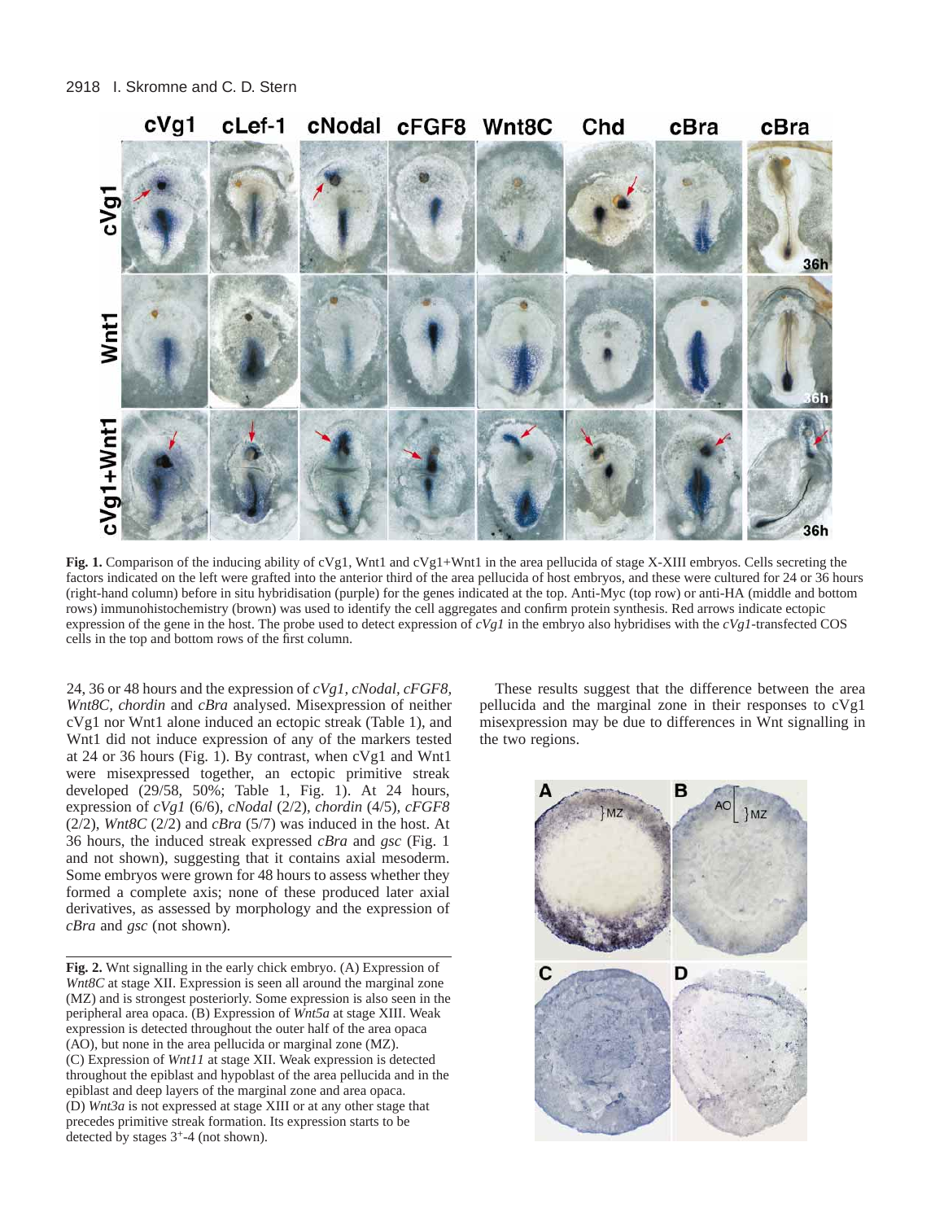**Fig. 1.** Comparison of the inducing ability of cVg1, Wnt1 and cVg1+Wnt1 in the area pellucida of stage X-XIII embryos. Cells secreting the factors indicated on the left were grafted into the anterior third of the area pellucida of host embryos, and these were cultured for 24 or 36 hours (right-hand column) before in situ hybridisation (purple) for the genes indicated at the top. Anti-Myc (top row) or anti-HA (middle and bottom rows) immunohistochemistry (brown) was used to identify the cell aggregates and confirm protein synthesis. Red arrows indicate ectopic expression of the gene in the host. The probe used to detect expression of *cVg1* in the embryo also hybridises with the *cVg1*-transfected COS cells in the top and bottom rows of the first column.

24, 36 or 48 hours and the expression of *cVg1*, *cNodal*, *cFGF8*, *Wnt8C*, *chordin* and *cBra* analysed. Misexpression of neither cVg1 nor Wnt1 alone induced an ectopic streak (Table 1), and Wnt1 did not induce expression of any of the markers tested at 24 or 36 hours (Fig. 1). By contrast, when cVg1 and Wnt1 were misexpressed together, an ectopic primitive streak developed (29/58, 50%; Table 1, Fig. 1). At 24 hours, expression of *cVg1* (6/6), *cNodal* (2/2), *chordin* (4/5), *cFGF8* (2/2), *Wnt8C* (2/2) and *cBra* (5/7) was induced in the host. At 36 hours, the induced streak expressed *cBra* and *gsc* (Fig. 1 and not shown), suggesting that it contains axial mesoderm. Some embryos were grown for 48 hours to assess whether they formed a complete axis; none of these produced later axial derivatives, as assessed by morphology and the expression of *cBra* and *gsc* (not shown).

These results suggest that the difference between the area pellucida and the marginal zone in their responses to cVg1 misexpression may be due to differences in Wnt signalling in the two regions.

**Fig. 2.** Wnt signalling in the early chick embryo. (A) Expression of *Wnt8C* at stage XII. Expression is seen all around the marginal zone (MZ) and is strongest posteriorly. Some expression is also seen in the peripheral area opaca. (B) Expression of *Wnt5a* at stage XIII. Weak expression is detected throughout the outer half of the area opaca (AO), but none in the area pellucida or marginal zone (MZ). (C) Expression of *Wnt11* at stage XII. Weak expression is detected throughout the epiblast and hypoblast of the area pellucida and in the epiblast and deep layers of the marginal zone and area opaca. (D) *Wnt3a* is not expressed at stage XIII or at any other stage that precedes primitive streak formation. Its expression starts to be detected by stages 3+-4 (not shown).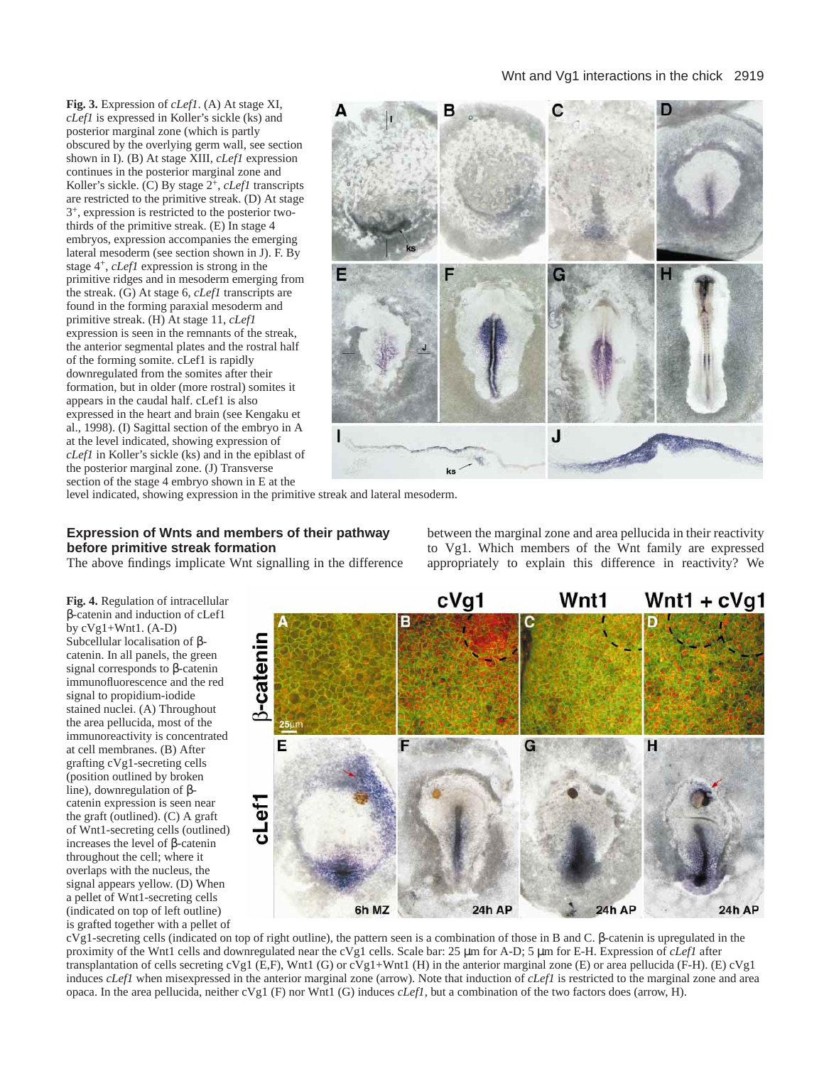**Fig. 3.** Expression of *cLef1*. (A) At stage XI, *cLef1* is expressed in Koller's sickle (ks) and posterior marginal zone (which is partly obscured by the overlying germ wall, see section shown in I). (B) At stage XIII, *cLef1* expression continues in the posterior marginal zone and Koller's sickle. (C) By stage 2+, *cLef1* transcripts are restricted to the primitive streak. (D) At stage 3+, expression is restricted to the posterior two-thirds of the primitive streak. (E) In stage 4 embryos, expression accompanies the emerging lateral mesoderm (see section shown in J). F. By stage 4+, *cLef1* expression is strong in the primitive ridges and in mesoderm emerging from the streak. (G) At stage 6, *cLef1* transcripts are found in the forming paraxial mesoderm and primitive streak. (H) At stage 11, *cLef1* expression is seen in the remnants of the streak, the anterior segmental plates and the rostral half of the forming somite. cLef1 is rapidly downregulated from the somites after their formation, but in older (more rostral) somites it appears in the caudal half. cLef1 is also expressed in the heart and brain (see Kengaku et al., 1998). (I) Sagittal section of the embryo in A at the level indicated, showing expression of *cLef1* in Koller's sickle (ks) and in the epiblast of the posterior marginal zone. (J) Transverse section of the stage 4 embryo shown in E at the level indicated, showing expression in the primitive streak and lateral mesoderm.

## Expression of Wnts and members of their pathway before primitive streak formation

The above findings implicate Wnt signalling in the difference between the marginal zone and area pellucida in their reactivity to Vg1. Which members of the Wnt family are expressed appropriately to explain this difference in reactivity? We

**Fig. 4.** Regulation of intracellular β-catenin and induction of cLef1 by cVg1+Wnt1. (A-D) Subcellular localisation of β-catenin. In all panels, the green signal corresponds to β-catenin immunofluorescence and the red signal to propidium-iodide stained nuclei. (A) Throughout the area pellucida, most of the immunoreactivity is concentrated at cell membranes. (B) After grafting cVg1-secreting cells (position outlined by broken line), downregulation of β-catenin expression is seen near the graft (outlined). (C) A graft of Wnt1-secreting cells (outlined) increases the level of β-catenin throughout the cell; where it overlaps with the nucleus, the signal appears yellow. (D) When a pellet of Wnt1-secreting cells (indicated on top of left outline) is grafted together with a pellet of cVg1-secreting cells (indicated on top of right outline), the pattern seen is a combination of those in B and C. β-catenin is upregulated in the proximity of the Wnt1 cells and downregulated near the cVg1 cells. Scale bar: 25 μm for A-D; 5 μm for E-H. Expression of *cLef1* after transplantation of cells secreting cVg1 (E,F), Wnt1 (G) or cVg1+Wnt1 (H) in the anterior marginal zone (E) or area pellucida (F-H). (E) cVg1 induces *cLef1* when misexpressed in the anterior marginal zone (arrow). Note that induction of *cLef1* is restricted to the marginal zone and area opaca. In the area pellucida, neither cVg1 (F) nor Wnt1 (G) induces *cLef1*, but a combination of the two factors does (arrow, H).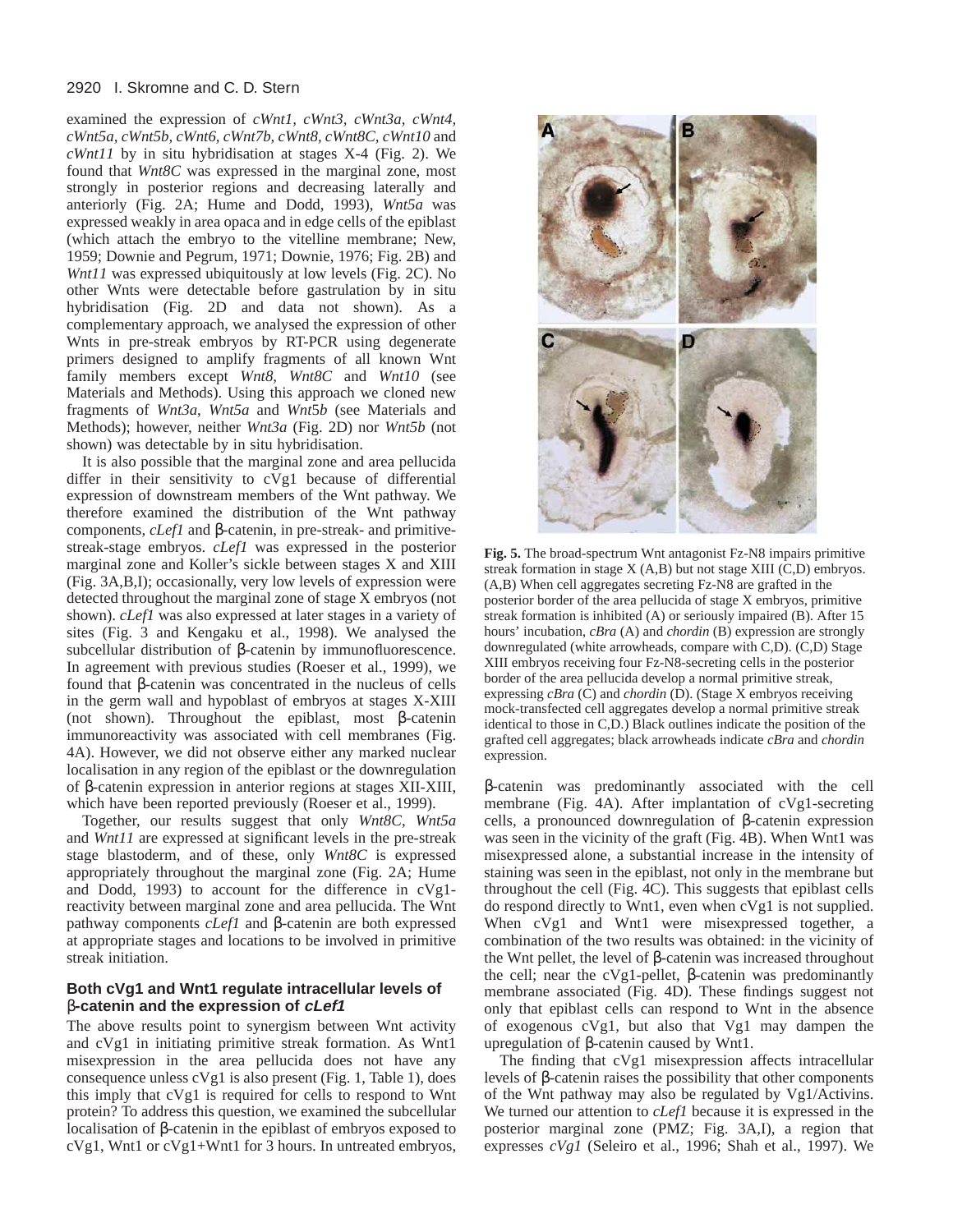examined the expression of *cWnt1, cWnt3, cWnt3a, cWnt4, cWnt5a, cWnt5b, cWnt6, cWnt7b, cWnt8, cWnt8C, cWnt10* and *cWnt11* by in situ hybridisation at stages X-4 (Fig. 2). We found that *Wnt8C* was expressed in the marginal zone, most strongly in posterior regions and decreasing laterally and anteriorly (Fig. 2A; Hume and Dodd, 1993), *Wnt5a* was expressed weakly in area opaca and in edge cells of the epiblast (which attach the embryo to the vitelline membrane; New, 1959; Downie and Pegrum, 1971; Downie, 1976; Fig. 2B) and *Wnt11* was expressed ubiquitously at low levels (Fig. 2C). No other Wnts were detectable before gastrulation by in situ hybridisation (Fig. 2D and data not shown). As a complementary approach, we analysed the expression of other Wnts in pre-streak embryos by RT-PCR using degenerate primers designed to amplify fragments of all known Wnt family members except *Wnt8, Wnt8C* and *Wnt10* (see Materials and Methods). Using this approach we cloned new fragments of *Wnt3a, Wnt5a* and *Wnt5b* (see Materials and Methods); however, neither *Wnt3a* (Fig. 2D) nor *Wnt5b* (not shown) was detectable by in situ hybridisation.

It is also possible that the marginal zone and area pellucida differ in their sensitivity to cVg1 because of differential expression of downstream members of the Wnt pathway. We therefore examined the distribution of the Wnt pathway components, *cLef1* and β-catenin, in pre-streak- and primitive-streak-stage embryos. *cLef1* was expressed in the posterior marginal zone and Koller's sickle between stages X and XIII (Fig. 3A,B,I); occasionally, very low levels of expression were detected throughout the marginal zone of stage X embryos (not shown). *cLef1* was also expressed at later stages in a variety of sites (Fig. 3 and Kengaku et al., 1998). We analysed the subcellular distribution of β-catenin by immunofluorescence. In agreement with previous studies (Roeser et al., 1999), we found that β-catenin was concentrated in the nucleus of cells in the germ wall and hypoblast of embryos at stages X-XIII (not shown). Throughout the epiblast, most β-catenin immunoreactivity was associated with cell membranes (Fig. 4A). However, we did not observe either any marked nuclear localisation in any region of the epiblast or the downregulation of β-catenin expression in anterior regions at stages XII-XIII, which have been reported previously (Roeser et al., 1999).

Together, our results suggest that only *Wnt8C, Wnt5a* and *Wnt11* are expressed at significant levels in the pre-streak stage blastoderm, and of these, only *Wnt8C* is expressed appropriately throughout the marginal zone (Fig. 2A; Hume and Dodd, 1993) to account for the difference in cVg1-reactivity between marginal zone and area pellucida. The Wnt pathway components *cLef1* and β-catenin are both expressed at appropriate stages and locations to be involved in primitive streak initiation.

### Both cVg1 and Wnt1 regulate intracellular levels of β-catenin and the expression of *cLef1*

The above results point to synergism between Wnt activity and cVg1 in initiating primitive streak formation. As Wnt1 misexpression in the area pellucida does not have any consequence unless cVg1 is also present (Fig. 1, Table 1), does this imply that cVg1 is required for cells to respond to Wnt protein? To address this question, we examined the subcellular localisation of β-catenin in the epiblast of embryos exposed to cVg1, Wnt1 or cVg1+Wnt1 for 3 hours. In untreated embryos, β-catenin was predominantly associated with the cell membrane (Fig. 4A). After implantation of cVg1-secreting cells, a pronounced downregulation of β-catenin expression was seen in the vicinity of the graft (Fig. 4B). When Wnt1 was misexpressed alone, a substantial increase in the intensity of staining was seen in the epiblast, not only in the membrane but throughout the cell (Fig. 4C). This suggests that epiblast cells do respond directly to Wnt1, even when cVg1 is not supplied. When cVg1 and Wnt1 were misexpressed together, a combination of the two results was obtained: in the vicinity of the Wnt pellet, the level of β-catenin was increased throughout the cell; near the cVg1-pellet, β-catenin was predominantly membrane associated (Fig. 4D). These findings suggest not only that epiblast cells can respond to Wnt in the absence of exogenous cVg1, but also that Vg1 may dampen the upregulation of β-catenin caused by Wnt1.

The finding that cVg1 misexpression affects intracellular levels of β-catenin raises the possibility that other components of the Wnt pathway may also be regulated by Vg1/Activins. We turned our attention to *cLef1* because it is expressed in the posterior marginal zone (PMZ; Fig. 3A,I), a region that expresses *cVg1* (Seleiro et al., 1996; Shah et al., 1997). We

**Fig. 5.** The broad-spectrum Wnt antagonist Fz-N8 impairs primitive streak formation in stage X (A,B) but not stage XIII (C,D) embryos. (A,B) When cell aggregates secreting Fz-N8 are grafted in the posterior border of the area pellucida of stage X embryos, primitive streak formation is inhibited (A) or seriously impaired (B). After 15 hours' incubation, *cBra* (A) and *chordin* (B) expression are strongly downregulated (white arrowheads, compare with C,D). (C,D) Stage XIII embryos receiving four Fz-N8-secreting cells in the posterior border of the area pellucida develop a normal primitive streak, expressing *cBra* (C) and *chordin* (D). (Stage X embryos receiving mock-transfected cell aggregates develop a normal primitive streak identical to those in C,D.) Black outlines indicate the position of the grafted cell aggregates; black arrowheads indicate *cBra* and *chordin* expression.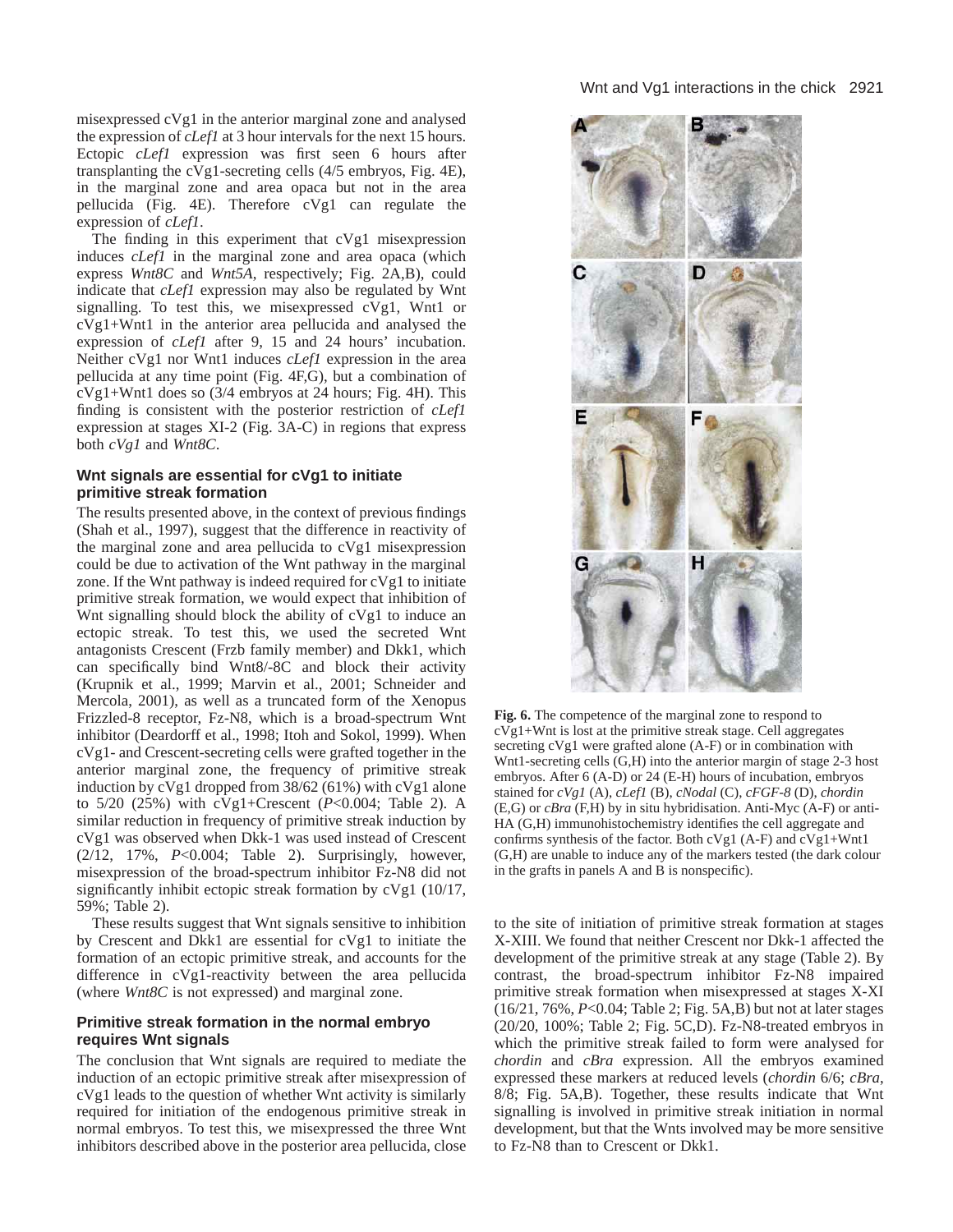misexpressed cVg1 in the anterior marginal zone and analysed the expression of *cLef1* at 3 hour intervals for the next 15 hours. Ectopic *cLef1* expression was first seen 6 hours after transplanting the cVg1-secreting cells (4/5 embryos, Fig. 4E), in the marginal zone and area opaca but not in the area pellucida (Fig. 4E). Therefore cVg1 can regulate the expression of *cLef1*.

The finding in this experiment that cVg1 misexpression induces *cLef1* in the marginal zone and area opaca (which express *Wnt8C* and *Wnt5A*, respectively; Fig. 2A,B), could indicate that *cLef1* expression may also be regulated by Wnt signalling. To test this, we misexpressed cVg1, Wnt1 or cVg1+Wnt1 in the anterior area pellucida and analysed the expression of *cLef1* after 9, 15 and 24 hours' incubation. Neither cVg1 nor Wnt1 induces *cLef1* expression in the area pellucida at any time point (Fig. 4F,G), but a combination of cVg1+Wnt1 does so (3/4 embryos at 24 hours; Fig. 4H). This finding is consistent with the posterior restriction of *cLef1* expression at stages XI-2 (Fig. 3A-C) in regions that express both *cVg1* and *Wnt8C*.

### Wnt signals are essential for cVg1 to initiate primitive streak formation

The results presented above, in the context of previous findings (Shah et al., 1997), suggest that the difference in reactivity of the marginal zone and area pellucida to cVg1 misexpression could be due to activation of the Wnt pathway in the marginal zone. If the Wnt pathway is indeed required for cVg1 to initiate primitive streak formation, we would expect that inhibition of Wnt signalling should block the ability of cVg1 to induce an ectopic streak. To test this, we used the secreted Wnt antagonists Crescent (Frzb family member) and Dkk1, which can specifically bind Wnt8/-8C and block their activity (Krupnik et al., 1999; Marvin et al., 2001; Schneider and Mercola, 2001), as well as a truncated form of the Xenopus Frizzled-8 receptor, Fz-N8, which is a broad-spectrum Wnt inhibitor (Deardorff et al., 1998; Itoh and Sokol, 1999). When cVg1- and Crescent-secreting cells were grafted together in the anterior marginal zone, the frequency of primitive streak induction by cVg1 dropped from 38/62 (61%) with cVg1 alone to 5/20 (25%) with cVg1+Crescent ($P<0.004$; Table 2). A similar reduction in frequency of primitive streak induction by cVg1 was observed when Dkk-1 was used instead of Crescent (2/12, 17%, $P<0.004$; Table 2). Surprisingly, however, misexpression of the broad-spectrum inhibitor Fz-N8 did not significantly inhibit ectopic streak formation by cVg1 (10/17, 59%; Table 2).

These results suggest that Wnt signals sensitive to inhibition by Crescent and Dkk1 are essential for cVg1 to initiate the formation of an ectopic primitive streak, and accounts for the difference in cVg1-reactivity between the area pellucida (where *Wnt8C* is not expressed) and marginal zone.

### Primitive streak formation in the normal embryo requires Wnt signals

The conclusion that Wnt signals are required to mediate the induction of an ectopic primitive streak after misexpression of cVg1 leads to the question of whether Wnt activity is similarly required for initiation of the endogenous primitive streak in normal embryos. To test this, we misexpressed the three Wnt inhibitors described above in the posterior area pellucida, close to the site of initiation of primitive streak formation at stages X-XIII. We found that neither Crescent nor Dkk-1 affected the development of the primitive streak at any stage (Table 2). By contrast, the broad-spectrum inhibitor Fz-N8 impaired primitive streak formation when misexpressed at stages X-XI (16/21, 76%, $P<0.04$; Table 2; Fig. 5A,B) but not at later stages (20/20, 100%; Table 2; Fig. 5C,D). Fz-N8-treated embryos in which the primitive streak failed to form were analysed for *chordin* and *cBra* expression. All the embryos examined expressed these markers at reduced levels (*chordin* 6/6; *cBra*, 8/8; Fig. 5A,B). Together, these results indicate that Wnt signalling is involved in primitive streak initiation in normal development, but that the Wnts involved may be more sensitive to Fz-N8 than to Crescent or Dkk1.

**Fig. 6.** The competence of the marginal zone to respond to cVg1+Wnt is lost at the primitive streak stage. Cell aggregates secreting cVg1 were grafted alone (A-F) or in combination with Wnt1-secreting cells (G,H) into the anterior margin of stage 2-3 host embryos. After 6 (A-D) or 24 (E-H) hours of incubation, embryos stained for *cVg1* (A), *cLef1* (B), *cNodal* (C), *cFGF-8* (D), *chordin* (E,G) or *cBra* (F,H) by in situ hybridisation. Anti-Myc (A-F) or anti-HA (G,H) immunohistochemistry identifies the cell aggregate and confirms synthesis of the factor. Both cVg1 (A-F) and cVg1+Wnt1 (G,H) are unable to induce any of the markers tested (the dark colour in the grafts in panels A and B is nonspecific).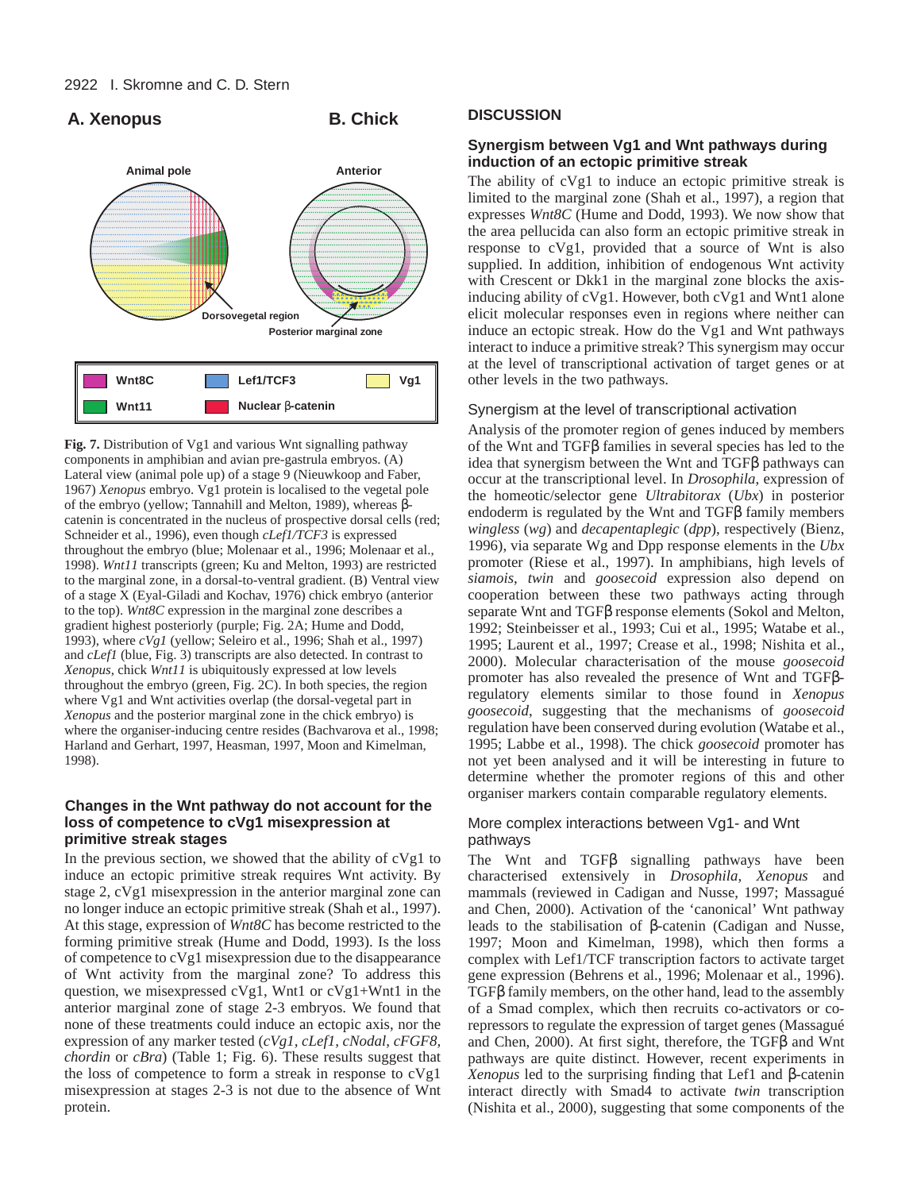**Fig. 7.** Distribution of Vg1 and various Wnt signalling pathway components in amphibian and avian pre-gastrula embryos. (A) Lateral view (animal pole up) of a stage 9 (Nieuwkoop and Faber, 1967) *Xenopus* embryo. Vg1 protein is localised to the vegetal pole of the embryo (yellow; Tannahill and Melton, 1989), whereas β-catenin is concentrated in the nucleus of prospective dorsal cells (red; Schneider et al., 1996), even though *cLef1/TCF3* is expressed throughout the embryo (blue; Molenaar et al., 1996; Molenaar et al., 1998). *Wnt11* transcripts (green; Ku and Melton, 1993) are restricted to the marginal zone, in a dorsal-to-ventral gradient. (B) Ventral view of a stage X (Eyal-Giladi and Kochav, 1976) chick embryo (anterior to the top). *Wnt8C* expression in the marginal zone describes a gradient highest posteriorly (purple; Fig. 2A; Hume and Dodd, 1993), where *cVg1* (yellow; Seleiro et al., 1996; Shah et al., 1997) and *cLef1* (blue, Fig. 3) transcripts are also detected. In contrast to *Xenopus*, chick *Wnt11* is ubiquitously expressed at low levels throughout the embryo (green, Fig. 2C). In both species, the region where Vg1 and Wnt activities overlap (the dorsal-vegetal part in *Xenopus* and the posterior marginal zone in the chick embryo) is where the organiser-inducing centre resides (Bachvarova et al., 1998; Harland and Gerhart, 1997, Heasman, 1997, Moon and Kimelman, 1998).

### Changes in the Wnt pathway do not account for the loss of competence to cVg1 misexpression at primitive streak stages

In the previous section, we showed that the ability of cVg1 to induce an ectopic primitive streak requires Wnt activity. By stage 2, cVg1 misexpression in the anterior marginal zone can no longer induce an ectopic primitive streak (Shah et al., 1997). At this stage, expression of *Wnt8C* has become restricted to the forming primitive streak (Hume and Dodd, 1993). Is the loss of competence to cVg1 misexpression due to the disappearance of Wnt activity from the marginal zone? To address this question, we misexpressed cVg1, Wnt1 or cVg1+Wnt1 in the anterior marginal zone of stage 2-3 embryos. We found that none of these treatments could induce an ectopic axis, nor the expression of any marker tested (*cVg1*, *cLef1*, *cNodal*, *cFGF8*, *chordin* or *cBra*) (Table 1; Fig. 6). These results suggest that the loss of competence to form a streak in response to cVg1 misexpression at stages 2-3 is not due to the absence of Wnt protein.

## DISCUSSION

### Synergism between Vg1 and Wnt pathways during induction of an ectopic primitive streak

The ability of cVg1 to induce an ectopic primitive streak is limited to the marginal zone (Shah et al., 1997), a region that expresses *Wnt8C* (Hume and Dodd, 1993). We now show that the area pellucida can also form an ectopic primitive streak in response to cVg1, provided that a source of Wnt is also supplied. In addition, inhibition of endogenous Wnt activity with Crescent or Dkk1 in the marginal zone blocks the axis-inducing ability of cVg1. However, both cVg1 and Wnt1 alone elicit molecular responses even in regions where neither can induce an ectopic streak. How do the Vg1 and Wnt pathways interact to induce a primitive streak? This synergism may occur at the level of transcriptional activation of target genes or at other levels in the two pathways.

#### Synergism at the level of transcriptional activation

Analysis of the promoter region of genes induced by members of the Wnt and TGFβ families in several species has led to the idea that synergism between the Wnt and TGFβ pathways can occur at the transcriptional level. In *Drosophila*, expression of the homeotic/selector gene *Ultrabitorax* (*Ubx*) in posterior endoderm is regulated by the Wnt and TGFβ family members *wingless* (*wg*) and *decapentaplegic* (*dpp*), respectively (Bienz, 1996), via separate Wg and Dpp response elements in the *Ubx* promoter (Riese et al., 1997). In amphibians, high levels of *siamois*, *twin* and *goosecoid* expression also depend on cooperation between these two pathways acting through separate Wnt and TGFβ response elements (Sokol and Melton, 1992; Steinbeisser et al., 1993; Cui et al., 1995; Watabe et al., 1995; Laurent et al., 1997; Crease et al., 1998; Nishita et al., 2000). Molecular characterisation of the mouse *goosecoid* promoter has also revealed the presence of Wnt and TGFβ-regulatory elements similar to those found in *Xenopus goosecoid*, suggesting that the mechanisms of *goosecoid* regulation have been conserved during evolution (Watabe et al., 1995; Labbe et al., 1998). The chick *goosecoid* promoter has not yet been analysed and it will be interesting in future to determine whether the promoter regions of this and other organiser markers contain comparable regulatory elements.

#### More complex interactions between Vg1- and Wnt pathways

The Wnt and TGFβ signalling pathways have been characterised extensively in *Drosophila*, *Xenopus* and mammals (reviewed in Cadigan and Nusse, 1997; Massagué and Chen, 2000). Activation of the 'canonical' Wnt pathway leads to the stabilisation of β-catenin (Cadigan and Nusse, 1997; Moon and Kimelman, 1998), which then forms a complex with Lef1/TCF transcription factors to activate target gene expression (Behrens et al., 1996; Molenaar et al., 1996). TGFβ family members, on the other hand, lead to the assembly of a Smad complex, which then recruits co-activators or co-repressors to regulate the expression of target genes (Massagué and Chen, 2000). At first sight, therefore, the TGFβ and Wnt pathways are quite distinct. However, recent experiments in *Xenopus* led to the surprising finding that Lef1 and β-catenin interact directly with Smad4 to activate *twin* transcription (Nishita et al., 2000), suggesting that some components of the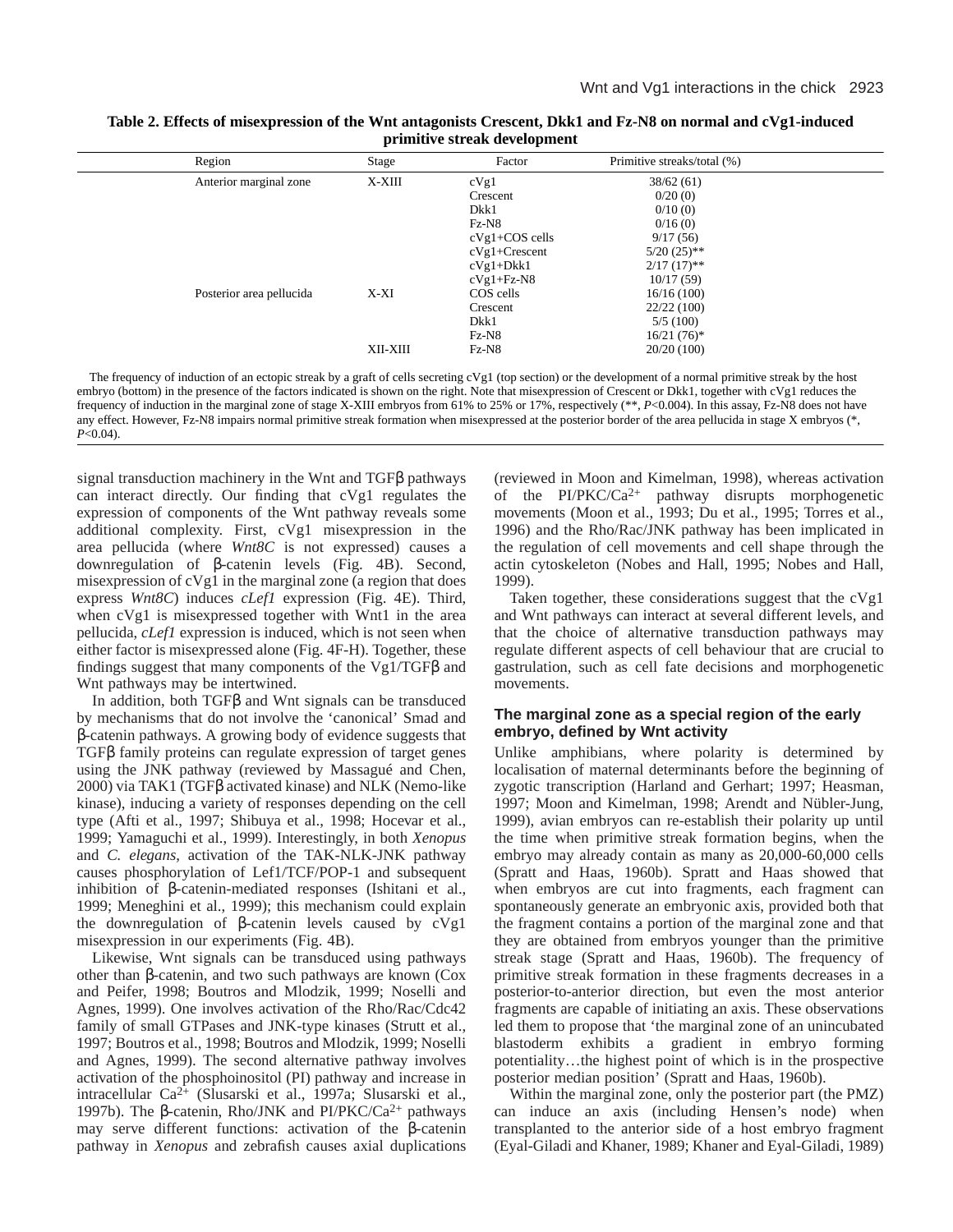**Table 2. Effects of misexpression of the Wnt antagonists Crescent, Dkk1 and Fz-N8 on normal and cVg1-induced primitive streak development**

| Region | Stage | Factor | Primitive streaks/total (%) |
|---|---|---|---|
| Anterior marginal zone | X-XIII | cVg1 | 38/62 (61) |
| | | Crescent | 0/20 (0) |
| | | Dkk1 | 0/10 (0) |
| | | Fz-N8 | 0/16 (0) |
| | | cVg1+COS cells | 9/17 (56) |
| | | cVg1+Crescent | 5/20 (25)** |
| | | cVg1+Dkk1 | 2/17 (17)** |
| | | cVg1+Fz-N8 | 10/17 (59) |
| Posterior area pellucida | X-XI | COS cells | 16/16 (100) |
| | | Crescent | 22/22 (100) |
| | | Dkk1 | 5/5 (100) |
| | | Fz-N8 | 16/21 (76)* |
| | XII-XIII | Fz-N8 | 20/20 (100) |

The frequency of induction of an ectopic streak by a graft of cells secreting cVg1 (top section) or the development of a normal primitive streak by the host embryo (bottom) in the presence of the factors indicated is shown on the right. Note that misexpression of Crescent or Dkk1, together with cVg1 reduces the frequency of induction in the marginal zone of stage X-XIII embryos from 61% to 25% or 17%, respectively (**, $P<0.004$). In this assay, Fz-N8 does not have any effect. However, Fz-N8 impairs normal primitive streak formation when misexpressed at the posterior border of the area pellucida in stage X embryos (*, $P<0.04$).

signal transduction machinery in the Wnt and TGFβ pathways can interact directly. Our finding that cVg1 regulates the expression of components of the Wnt pathway reveals some additional complexity. First, cVg1 misexpression in the area pellucida (where *Wnt8C* is not expressed) causes a downregulation of β-catenin levels (Fig. 4B). Second, misexpression of cVg1 in the marginal zone (a region that does express *Wnt8C*) induces *cLef1* expression (Fig. 4E). Third, when cVg1 is misexpressed together with Wnt1 in the area pellucida, *cLef1* expression is induced, which is not seen when either factor is misexpressed alone (Fig. 4F-H). Together, these findings suggest that many components of the Vg1/TGFβ and Wnt pathways may be intertwined.

In addition, both TGFβ and Wnt signals can be transduced by mechanisms that do not involve the 'canonical' Smad and β-catenin pathways. A growing body of evidence suggests that TGFβ family proteins can regulate expression of target genes using the JNK pathway (reviewed by Massagué and Chen, 2000) via TAK1 (TGFβ activated kinase) and NLK (Nemo-like kinase), inducing a variety of responses depending on the cell type (Afti et al., 1997; Shibuya et al., 1998; Hocevar et al., 1999; Yamaguchi et al., 1999). Interestingly, in both *Xenopus* and *C. elegans*, activation of the TAK-NLK-JNK pathway causes phosphorylation of Lef1/TCF/POP-1 and subsequent inhibition of β-catenin-mediated responses (Ishitani et al., 1999; Meneghini et al., 1999); this mechanism could explain the downregulation of β-catenin levels caused by cVg1 misexpression in our experiments (Fig. 4B).

Likewise, Wnt signals can be transduced using pathways other than β-catenin, and two such pathways are known (Cox and Peifer, 1998; Boutros and Mlodzik, 1999; Noselli and Agnes, 1999). One involves activation of the Rho/Rac/Cdc42 family of small GTPases and JNK-type kinases (Strutt et al., 1997; Boutros et al., 1998; Boutros and Mlodzik, 1999; Noselli and Agnes, 1999). The second alternative pathway involves activation of the phosphoinositol (PI) pathway and increase in intracellular $Ca^{2+}$ (Slusarski et al., 1997a; Slusarski et al., 1997b). The β-catenin, Rho/JNK and PI/PKC/$Ca^{2+}$ pathways may serve different functions: activation of the β-catenin pathway in *Xenopus* and zebrafish causes axial duplications (reviewed in Moon and Kimelman, 1998), whereas activation of the PI/PKC/$Ca^{2+}$ pathway disrupts morphogenetic movements (Moon et al., 1993; Du et al., 1995; Torres et al., 1996) and the Rho/Rac/JNK pathway has been implicated in the regulation of cell movements and cell shape through the actin cytoskeleton (Nobes and Hall, 1995; Nobes and Hall, 1999).

Taken together, these considerations suggest that the cVg1 and Wnt pathways can interact at several different levels, and that the choice of alternative transduction pathways may regulate different aspects of cell behaviour that are crucial to gastrulation, such as cell fate decisions and morphogenetic movements.

### The marginal zone as a special region of the early embryo, defined by Wnt activity

Unlike amphibians, where polarity is determined by localisation of maternal determinants before the beginning of zygotic transcription (Harland and Gerhart; 1997; Heasman, 1997; Moon and Kimelman, 1998; Arendt and Nübler-Jung, 1999), avian embryos can re-establish their polarity up until the time when primitive streak formation begins, when the embryo may already contain as many as 20,000-60,000 cells (Spratt and Haas, 1960b). Spratt and Haas showed that when embryos are cut into fragments, each fragment can spontaneously generate an embryonic axis, provided both that the fragment contains a portion of the marginal zone and that they are obtained from embryos younger than the primitive streak stage (Spratt and Haas, 1960b). The frequency of primitive streak formation in these fragments decreases in a posterior-to-anterior direction, but even the most anterior fragments are capable of initiating an axis. These observations led them to propose that 'the marginal zone of an unincubated blastoderm exhibits a gradient in embryo forming potentiality…the highest point of which is in the prospective posterior median position' (Spratt and Haas, 1960b).

Within the marginal zone, only the posterior part (the PMZ) can induce an axis (including Hensen's node) when transplanted to the anterior side of a host embryo fragment (Eyal-Giladi and Khaner, 1989; Khaner and Eyal-Giladi, 1989)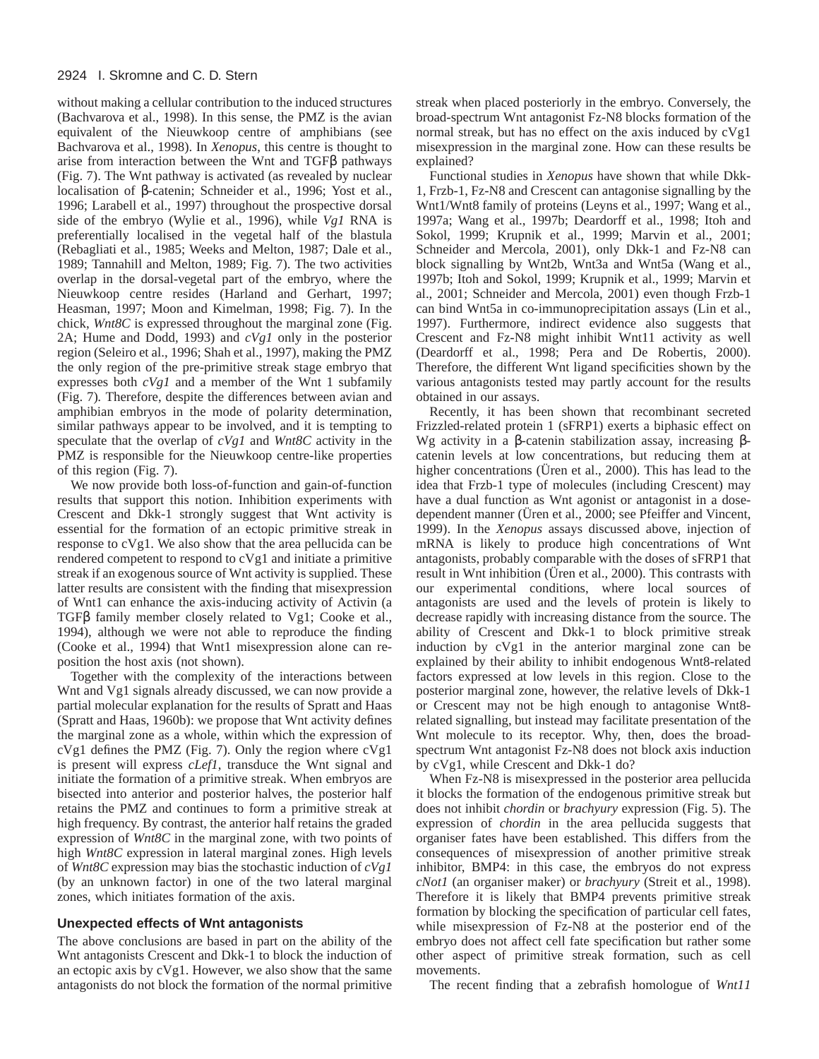without making a cellular contribution to the induced structures (Bachvarova et al., 1998). In this sense, the PMZ is the avian equivalent of the Nieuwkoop centre of amphibians (see Bachvarova et al., 1998). In *Xenopus*, this centre is thought to arise from interaction between the Wnt and TGFβ pathways (Fig. 7). The Wnt pathway is activated (as revealed by nuclear localisation of β-catenin; Schneider et al., 1996; Yost et al., 1996; Larabell et al., 1997) throughout the prospective dorsal side of the embryo (Wylie et al., 1996), while *Vg1* RNA is preferentially localised in the vegetal half of the blastula (Rebagliati et al., 1985; Weeks and Melton, 1987; Dale et al., 1989; Tannahill and Melton, 1989; Fig. 7). The two activities overlap in the dorsal-vegetal part of the embryo, where the Nieuwkoop centre resides (Harland and Gerhart, 1997; Heasman, 1997; Moon and Kimelman, 1998; Fig. 7). In the chick, *Wnt8C* is expressed throughout the marginal zone (Fig. 2A; Hume and Dodd, 1993) and *cVg1* only in the posterior region (Seleiro et al., 1996; Shah et al., 1997), making the PMZ the only region of the pre-primitive streak stage embryo that expresses both *cVg1* and a member of the Wnt 1 subfamily (Fig. 7). Therefore, despite the differences between avian and amphibian embryos in the mode of polarity determination, similar pathways appear to be involved, and it is tempting to speculate that the overlap of *cVg1* and *Wnt8C* activity in the PMZ is responsible for the Nieuwkoop centre-like properties of this region (Fig. 7).

We now provide both loss-of-function and gain-of-function results that support this notion. Inhibition experiments with Crescent and Dkk-1 strongly suggest that Wnt activity is essential for the formation of an ectopic primitive streak in response to cVg1. We also show that the area pellucida can be rendered competent to respond to cVg1 and initiate a primitive streak if an exogenous source of Wnt activity is supplied. These latter results are consistent with the finding that misexpression of Wnt1 can enhance the axis-inducing activity of Activin (a TGFβ family member closely related to Vg1; Cooke et al., 1994), although we were not able to reproduce the finding (Cooke et al., 1994) that Wnt1 misexpression alone can re-position the host axis (not shown).

Together with the complexity of the interactions between Wnt and Vg1 signals already discussed, we can now provide a partial molecular explanation for the results of Spratt and Haas (Spratt and Haas, 1960b): we propose that Wnt activity defines the marginal zone as a whole, within which the expression of cVg1 defines the PMZ (Fig. 7). Only the region where cVg1 is present will express *cLef1*, transduce the Wnt signal and initiate the formation of a primitive streak. When embryos are bisected into anterior and posterior halves, the posterior half retains the PMZ and continues to form a primitive streak at high frequency. By contrast, the anterior half retains the graded expression of *Wnt8C* in the marginal zone, with two points of high *Wnt8C* expression in lateral marginal zones. High levels of *Wnt8C* expression may bias the stochastic induction of *cVg1* (by an unknown factor) in one of the two lateral marginal zones, which initiates formation of the axis.

### Unexpected effects of Wnt antagonists

The above conclusions are based in part on the ability of the Wnt antagonists Crescent and Dkk-1 to block the induction of an ectopic axis by cVg1. However, we also show that the same antagonists do not block the formation of the normal primitive streak when placed posteriorly in the embryo. Conversely, the broad-spectrum Wnt antagonist Fz-N8 blocks formation of the normal streak, but has no effect on the axis induced by cVg1 misexpression in the marginal zone. How can these results be explained?

Functional studies in *Xenopus* have shown that while Dkk-1, Frzb-1, Fz-N8 and Crescent can antagonise signalling by the Wnt1/Wnt8 family of proteins (Leyns et al., 1997; Wang et al., 1997a; Wang et al., 1997b; Deardorff et al., 1998; Itoh and Sokol, 1999; Krupnik et al., 1999; Marvin et al., 2001; Schneider and Mercola, 2001), only Dkk-1 and Fz-N8 can block signalling by Wnt2b, Wnt3a and Wnt5a (Wang et al., 1997b; Itoh and Sokol, 1999; Krupnik et al., 1999; Marvin et al., 2001; Schneider and Mercola, 2001) even though Frzb-1 can bind Wnt5a in co-immunoprecipitation assays (Lin et al., 1997). Furthermore, indirect evidence also suggests that Crescent and Fz-N8 might inhibit Wnt11 activity as well (Deardorff et al., 1998; Pera and De Robertis, 2000). Therefore, the different Wnt ligand specificities shown by the various antagonists tested may partly account for the results obtained in our assays.

Recently, it has been shown that recombinant secreted Frizzled-related protein 1 (sFRP1) exerts a biphasic effect on Wg activity in a β-catenin stabilization assay, increasing β-catenin levels at low concentrations, but reducing them at higher concentrations (Üren et al., 2000). This has lead to the idea that Frzb-1 type of molecules (including Crescent) may have a dual function as Wnt agonist or antagonist in a dose-dependent manner (Üren et al., 2000; see Pfeiffer and Vincent, 1999). In the *Xenopus* assays discussed above, injection of mRNA is likely to produce high concentrations of Wnt antagonists, probably comparable with the doses of sFRP1 that result in Wnt inhibition (Üren et al., 2000). This contrasts with our experimental conditions, where local sources of antagonists are used and the levels of protein is likely to decrease rapidly with increasing distance from the source. The ability of Crescent and Dkk-1 to block primitive streak induction by cVg1 in the anterior marginal zone can be explained by their ability to inhibit endogenous Wnt8-related factors expressed at low levels in this region. Close to the posterior marginal zone, however, the relative levels of Dkk-1 or Crescent may not be high enough to antagonise Wnt8-related signalling, but instead may facilitate presentation of the Wnt molecule to its receptor. Why, then, does the broad-spectrum Wnt antagonist Fz-N8 does not block axis induction by cVg1, while Crescent and Dkk-1 do?

When Fz-N8 is misexpressed in the posterior area pellucida it blocks the formation of the endogenous primitive streak but does not inhibit *chordin* or *brachyury* expression (Fig. 5). The expression of *chordin* in the area pellucida suggests that organiser fates have been established. This differs from the consequences of misexpression of another primitive streak inhibitor, BMP4: in this case, the embryos do not express *cNot1* (an organiser maker) or *brachyury* (Streit et al., 1998). Therefore it is likely that BMP4 prevents primitive streak formation by blocking the specification of particular cell fates, while misexpression of Fz-N8 at the posterior end of the embryo does not affect cell fate specification but rather some other aspect of primitive streak formation, such as cell movements.

The recent finding that a zebrafish homologue of *Wnt11*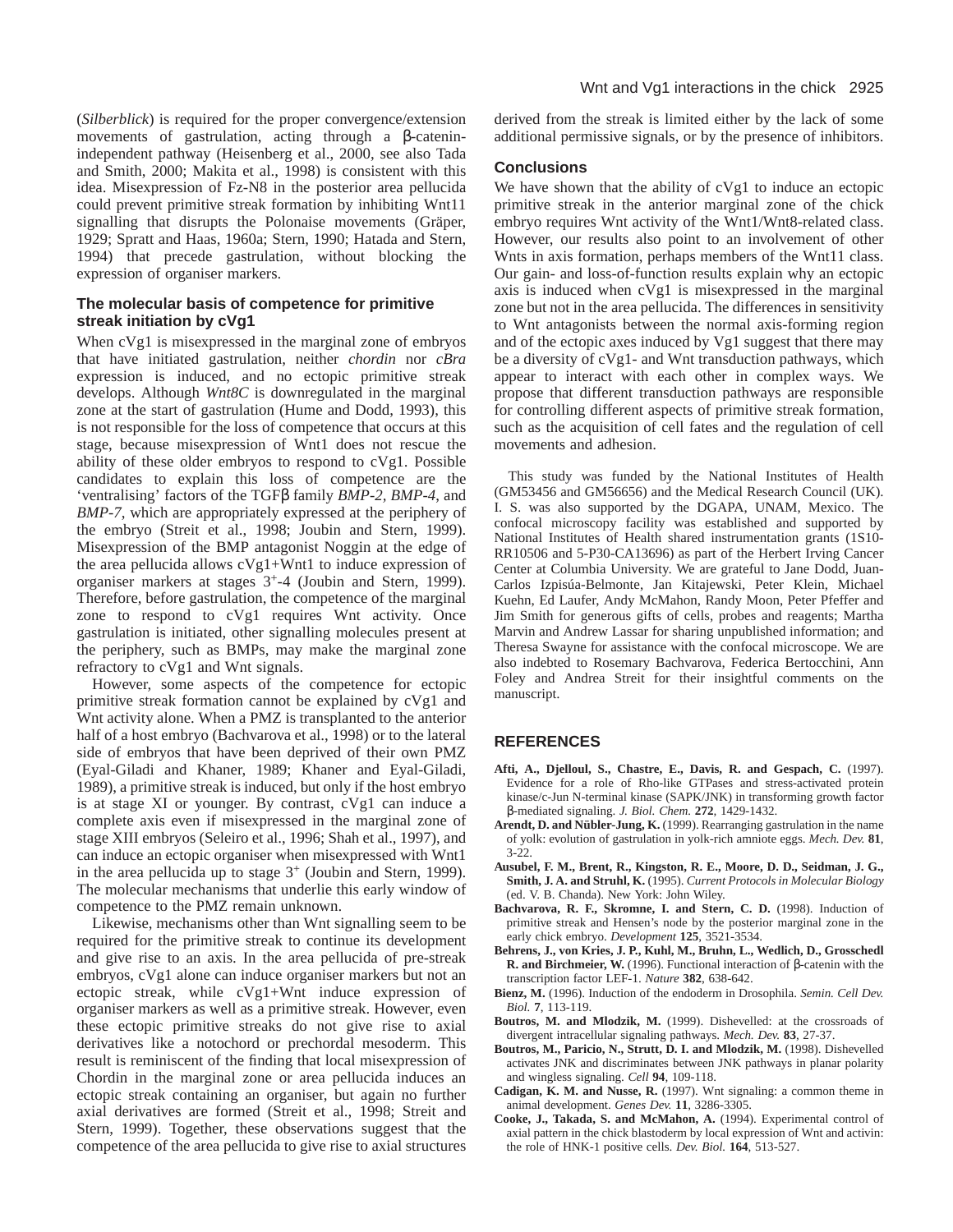(*Silberblick*) is required for the proper convergence/extension movements of gastrulation, acting through a β-catenin-independent pathway (Heisenberg et al., 2000, see also Tada and Smith, 2000; Makita et al., 1998) is consistent with this idea. Misexpression of Fz-N8 in the posterior area pellucida could prevent primitive streak formation by inhibiting Wnt11 signalling that disrupts the Polonaise movements (Gräper, 1929; Spratt and Haas, 1960a; Stern, 1990; Hatada and Stern, 1994) that precede gastrulation, without blocking the expression of organiser markers.

### The molecular basis of competence for primitive streak initiation by cVg1

When cVg1 is misexpressed in the marginal zone of embryos that have initiated gastrulation, neither *chordin* nor *cBra* expression is induced, and no ectopic primitive streak develops. Although *Wnt8C* is downregulated in the marginal zone at the start of gastrulation (Hume and Dodd, 1993), this is not responsible for the loss of competence that occurs at this stage, because misexpression of Wnt1 does not rescue the ability of these older embryos to respond to cVg1. Possible candidates to explain this loss of competence are the 'ventralising' factors of the TGFβ family *BMP-2*, *BMP-4*, and *BMP-7*, which are appropriately expressed at the periphery of the embryo (Streit et al., 1998; Joubin and Stern, 1999). Misexpression of the BMP antagonist Noggin at the edge of the area pellucida allows cVg1+Wnt1 to induce expression of organiser markers at stages $3^{+}$-4 (Joubin and Stern, 1999). Therefore, before gastrulation, the competence of the marginal zone to respond to cVg1 requires Wnt activity. Once gastrulation is initiated, other signalling molecules present at the periphery, such as BMPs, may make the marginal zone refractory to cVg1 and Wnt signals.

However, some aspects of the competence for ectopic primitive streak formation cannot be explained by cVg1 and Wnt activity alone. When a PMZ is transplanted to the anterior half of a host embryo (Bachvarova et al., 1998) or to the lateral side of embryos that have been deprived of their own PMZ (Eyal-Giladi and Khaner, 1989; Khaner and Eyal-Giladi, 1989), a primitive streak is induced, but only if the host embryo is at stage XI or younger. By contrast, cVg1 can induce a complete axis even if misexpressed in the marginal zone of stage XIII embryos (Seleiro et al., 1996; Shah et al., 1997), and can induce an ectopic organiser when misexpressed with Wnt1 in the area pellucida up to stage $3^{+}$ (Joubin and Stern, 1999). The molecular mechanisms that underlie this early window of competence to the PMZ remain unknown.

Likewise, mechanisms other than Wnt signalling seem to be required for the primitive streak to continue its development and give rise to an axis. In the area pellucida of pre-streak embryos, cVg1 alone can induce organiser markers but not an ectopic streak, while cVg1+Wnt induce expression of organiser markers as well as a primitive streak. However, even these ectopic primitive streaks do not give rise to axial derivatives like a notochord or prechordal mesoderm. This result is reminiscent of the finding that local misexpression of Chordin in the marginal zone or area pellucida induces an ectopic streak containing an organiser, but again no further axial derivatives are formed (Streit et al., 1998; Streit and Stern, 1999). Together, these observations suggest that the competence of the area pellucida to give rise to axial structures derived from the streak is limited either by the lack of some additional permissive signals, or by the presence of inhibitors.

## Conclusions

We have shown that the ability of cVg1 to induce an ectopic primitive streak in the anterior marginal zone of the chick embryo requires Wnt activity of the Wnt1/Wnt8-related class. However, our results also point to an involvement of other Wnts in axis formation, perhaps members of the Wnt11 class. Our gain- and loss-of-function results explain why an ectopic axis is induced when cVg1 is misexpressed in the marginal zone but not in the area pellucida. The differences in sensitivity to Wnt antagonists between the normal axis-forming region and of the ectopic axes induced by Vg1 suggest that there may be a diversity of cVg1- and Wnt transduction pathways, which appear to interact with each other in complex ways. We propose that different transduction pathways are responsible for controlling different aspects of primitive streak formation, such as the acquisition of cell fates and the regulation of cell movements and adhesion.

This study was funded by the National Institutes of Health (GM53456 and GM56656) and the Medical Research Council (UK). I. S. was also supported by the DGAPA, UNAM, Mexico. The confocal microscopy facility was established and supported by National Institutes of Health shared instrumentation grants (1S10-RR10506 and 5-P30-CA13696) as part of the Herbert Irving Cancer Center at Columbia University. We are grateful to Jane Dodd, Juan-Carlos Izpisúa-Belmonte, Jan Kitajewski, Peter Klein, Michael Kuehn, Ed Laufer, Andy McMahon, Randy Moon, Peter Pfeffer and Jim Smith for generous gifts of cells, probes and reagents; Martha Marvin and Andrew Lassar for sharing unpublished information; and Theresa Swayne for assistance with the confocal microscope. We are also indebted to Rosemary Bachvarova, Federica Bertocchini, Ann Foley and Andrea Streit for their insightful comments on the manuscript.

## REFERENCES

**Afti, A., Djelloul, S., Chastre, E., Davis, R. and Gespach, C.** (1997). Evidence for a role of Rho-like GTPases and stress-activated protein kinase/c-Jun N-terminal kinase (SAPK/JNK) in transforming growth factor β-mediated signaling. *J. Biol. Chem.* **272**, 1429-1432.

**Arendt, D. and Nübler-Jung, K.** (1999). Rearranging gastrulation in the name of yolk: evolution of gastrulation in yolk-rich amniote eggs. *Mech. Dev.* **81**, 3-22.

**Ausubel, F. M., Brent, R., Kingston, R. E., Moore, D. D., Seidman, J. G., Smith, J. A. and Struhl, K.** (1995). *Current Protocols in Molecular Biology* (ed. V. B. Chanda). New York: John Wiley.

**Bachvarova, R. F., Skromne, I. and Stern, C. D.** (1998). Induction of primitive streak and Hensen's node by the posterior marginal zone in the early chick embryo. *Development* **125**, 3521-3534.

**Behrens, J., von Kries, J. P., Kuhl, M., Bruhn, L., Wedlich, D., Grosschedl R. and Birchmeier, W.** (1996). Functional interaction of β-catenin with the transcription factor LEF-1. *Nature* **382**, 638-642.

**Bienz, M.** (1996). Induction of the endoderm in Drosophila. *Semin. Cell Dev. Biol.* **7**, 113-119.

**Boutros, M. and Mlodzik, M.** (1999). Dishevelled: at the crossroads of divergent intracellular signaling pathways. *Mech. Dev.* **83**, 27-37.

**Boutros, M., Paricio, N., Strutt, D. I. and Mlodzik, M.** (1998). Dishevelled activates JNK and discriminates between JNK pathways in planar polarity and wingless signaling. *Cell* **94**, 109-118.

**Cadigan, K. M. and Nusse, R.** (1997). Wnt signaling: a common theme in animal development. *Genes Dev.* **11**, 3286-3305.

**Cooke, J., Takada, S. and McMahon, A.** (1994). Experimental control of axial pattern in the chick blastoderm by local expression of Wnt and activin: the role of HNK-1 positive cells. *Dev. Biol.* **164**, 513-527.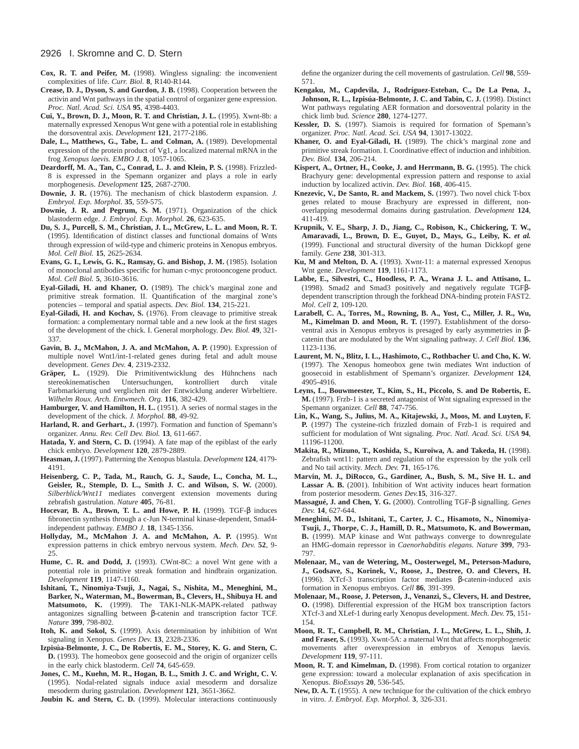**Cox, R. T. and Peifer, M.** (1998). Wingless signaling: the inconvenient complexities of life. *Curr. Biol.* **8**, R140-R144.

**Crease, D. J., Dyson, S. and Gurdon, J. B.** (1998). Cooperation between the activin and Wnt pathways in the spatial control of organizer gene expression. *Proc. Natl. Acad. Sci. USA* **95**, 4398-4403.

**Cui, Y., Brown, D. J., Moon, R. T. and Christian, J. L.** (1995). Xwnt-8b: a maternally expressed Xenopus Wnt gene with a potential role in establishing the dorsoventral axis. *Development* **121**, 2177-2186.

**Dale, L., Matthews, G., Tabe, L. and Colman, A.** (1989). Developmental expression of the protein product of Vg1, a localized maternal mRNA in the frog *Xenopus laevis*. *EMBO J.* **8**, 1057-1065.

**Deardorff, M. A., Tan, C., Conrad, L. J. and Klein, P. S.** (1998). Frizzled-8 is expressed in the Spemann organizer and plays a role in early morphogenesis. *Development* **125**, 2687-2700.

**Downie, J. R.** (1976). The mechanism of chick blastoderm expansion. *J. Embryol. Exp. Morphol.* **35**, 559-575.

**Downie, J. R. and Pegrum, S. M.** (1971). Organization of the chick blastoderm edge. *J. Embryol. Exp. Morphol.* **26**, 623-635.

**Du, S. J., Purcell, S. M., Christian, J. L., McGrew, L. L. and Moon, R. T.** (1995). Identification of distinct classes and functional domains of Wnts through expression of wild-type and chimeric proteins in Xenopus embryos. *Mol. Cell Biol.* **15**, 2625-2634.

**Evans, G. I., Lewis, G. K., Ramsay, G. and Bishop, J. M.** (1985). Isolation of monoclonal antibodies specific for human c-myc protooncogene product. *Mol. Cell Biol.* **5**, 3610-3616.

**Eyal-Giladi, H. and Khaner, O.** (1989). The chick's marginal zone and primitive streak formation. II. Quantification of the marginal zone's potencies – temporal and spatial aspects. *Dev. Biol.* **134**, 215-221.

**Eyal-Giladi, H. and Kochav, S.** (1976). From cleavage to primitive streak formation: a complementary normal table and a new look at the first stages of the development of the chick. I. General morphology. *Dev. Biol.* **49**, 321-337.

**Gavin, B. J., McMahon, J. A. and McMahon, A. P.** (1990). Expression of multiple novel Wnt1/int-1-related genes during fetal and adult mouse development. *Genes Dev.* **4**, 2319-2332.

**Gräper, L.** (1929). Die Primitiventwicklung des Hühnchens nach stereokinematischen Untersuchungen, kontrolliert durch vitale Farbmarkierung und verglichen mit der Entwicklung anderer Wirbeltiere. *Wilhelm Roux. Arch. Entwmech. Org.* **116**, 382-429.

**Hamburger, V. and Hamilton, H. L.** (1951). A series of normal stages in the development of the chick. *J. Morphol.* **88**, 49-92.

**Harland, R. and Gerhart., J.** (1997). Formation and function of Spemann's organizer. *Annu. Rev. Cell Dev. Biol.* **13**, 611-667.

**Hatada, Y. and Stern, C. D.** (1994). A fate map of the epiblast of the early chick embryo. *Development* **120**, 2879-2889.

**Heasman, J.** (1997). Patterning the Xenopus blastula. *Development* **124**, 4179-4191.

**Heisenberg, C. P., Tada, M., Rauch, G. J., Saude, L., Concha, M. L., Geisler, R., Stemple, D. L., Smith J. C. and Wilson, S. W.** (2000). *Silberblick/Wnt11* mediates convergent extension movements during zebrafish gastrulation. *Nature* **405**, 76-81.

**Hocevar, B. A., Brown, T. L. and Howe, P. H.** (1999). TGF-β induces fibronectin synthesis through a c-Jun N-terminal kinase-dependent, Smad4-independent pathway. *EMBO J.* **18**, 1345-1356.

**Hollyday, M., McMahon J. A. and McMahon, A. P.** (1995). Wnt expression patterns in chick embryo nervous system. *Mech. Dev.* **52**, 9-25.

**Hume, C. R. and Dodd, J.** (1993). CWnt-8C: a novel Wnt gene with a potential role in primitive streak formation and hindbrain organization. *Development* **119**, 1147-1160.

**Ishitani, T., Ninomiya-Tsuji, J., Nagai, S., Nishita, M., Meneghini, M., Barker, N., Waterman, M., Bowerman, B., Clevers, H., Shibuya H. and Matsumoto, K.** (1999). The TAK1-NLK-MAPK-related pathway antagonizes signalling between β-catenin and transcription factor TCF. *Nature* **399**, 798-802.

**Itoh, K. and Sokol, S.** (1999). Axis determination by inhibition of Wnt signaling in Xenopus. *Genes Dev.* **13**, 2328-2336.

**Izpisúa-Belmonte, J. C., De Robertis, E. M., Storey, K. G. and Stern, C. D.** (1993). The homeobox gene goosecoid and the origin of organizer cells in the early chick blastoderm. *Cell* **74**, 645-659.

**Jones, C. M., Kuehn, M. R., Hogan, B. L., Smith J. C. and Wright, C. V.** (1995). Nodal-related signals induce axial mesoderm and dorsalize mesoderm during gastrulation. *Development* **121**, 3651-3662.

**Joubin K. and Stern, C. D.** (1999). Molecular interactions continuously define the organizer during the cell movements of gastrulation. *Cell* **98**, 559-571.

**Kengaku, M., Capdevila, J., Rodríguez-Esteban, C., De La Pena, J., Johnson, R. L., Izpisúa-Belmonte, J. C. and Tabin, C. J.** (1998). Distinct Wnt pathways regulating AER formation and dorsoventral polarity in the chick limb bud. *Science* **280**, 1274-1277.

**Kessler, D. S.** (1997). Siamois is required for formation of Spemann's organizer. *Proc. Natl. Acad. Sci. USA* **94**, 13017-13022.

**Khaner, O. and Eyal-Giladi, H.** (1989). The chick's marginal zone and primitive streak formation. I. Coordinative effect of induction and inhibition. *Dev. Biol.* **134**, 206-214.

**Kispert, A., Ortner, H., Cooke, J. and Herrmann, B. G.** (1995). The chick Brachyury gene: developmental expression pattern and response to axial induction by localized activin. *Dev. Biol.* **168**, 406-415.

**Knezevic, V., De Santo, R. and Mackem, S.** (1997). Two novel chick T-box genes related to mouse Brachyury are expressed in different, non-overlapping mesodermal domains during gastrulation. *Development* **124**, 411-419.

**Krupnik, V. E., Sharp, J. D., Jiang, C., Robison, K., Chickering, T. W., Amaravadi, L., Brown, D. E., Guyot, D., Mays, G., Leiby, K. *et al.*** (1999). Functional and structural diversity of the human Dickkopf gene family. *Gene* **238**, 301-313.

**Ku, M and Melton, D. A.** (1993). Xwnt-11: a maternal expressed Xenopus Wnt gene. *Development* **119**, 1161-1173.

**Labbe, E., Silvestri, C., Hoodless, P. A., Wrana J. L. and Attisano, L.** (1998). Smad2 and Smad3 positively and negatively regulate TGFβ-dependent transcription through the forkhead DNA-binding protein FAST2. *Mol. Cell* **2**, 109-120.

**Larabell, C. A., Torres, M., Rowning, B. A., Yost, C., Miller, J. R., Wu, M., Kimelman D. and Moon, R. T.** (1997). Establishment of the dorso-ventral axis in Xenopus embryos is presaged by early asymmetries in β-catenin that are modulated by the Wnt signaling pathway. *J. Cell Biol.* **136**, 1123-1136.

**Laurent, M. N., Blitz, I. L., Hashimoto, C., Rothbacher U. and Cho, K. W.** (1997). The Xenopus homeobox gene twin mediates Wnt induction of goosecoid in establishment of Spemann's organizer. *Development* **124**, 4905-4916.

**Leyns, L., Bouwmeester, T., Kim, S., H., Piccolo, S. and De Robertis, E. M.** (1997). Frzb-1 is a secreted antagonist of Wnt signaling expressed in the Spemann organizer. *Cell* **88**, 747-756.

**Lin, K., Wang, S., Julius, M. A., Kitajewski, J., Moos, M. and Luyten, F. P.** (1997) The cysteine-rich frizzled domain of Frzb-1 is required and sufficient for modulation of Wnt signaling. *Proc. Natl. Acad. Sci. USA* **94**, 11196-11200.

**Makita, R., Mizuno, T., Koshida, S., Kuroiwa, A. and Takeda, H.** (1998). Zebrafish wnt11: pattern and regulation of the expression by the yolk cell and No tail activity. *Mech. Dev.* **71**, 165-176.

**Marvin, M. J., DiRocco, G., Gardiner, A., Bush, S. M., Sive H. L. and Lassar A. B.** (2001). Inhibition of Wnt activity induces heart formation from posterior mesoderm. *Genes Dev.* **15**, 316-327.

**Massagué, J. and Chen, Y. G.** (2000). Controlling TGF-β signalling. *Genes Dev.* **14**, 627-644.

**Meneghini, M. D., Ishitani, T., Carter, J. C., Hisamoto, N., Ninomiya-Tsuji, J., Thorpe, C. J., Hamill, D. R., Matsumoto, K. and Bowerman, B.** (1999). MAP kinase and Wnt pathways converge to downregulate an HMG-domain repressor in *Caenorhabditis elegans*. *Nature* **399**, 793-797.

**Molenaar, M., van de Wetering, M., Oosterwegel, M., Peterson-Maduro, J., Godsave, S., Korinek, V., Roose, J., Destree, O. and Clevers, H.** (1996). XTcf-3 transcription factor mediates β-catenin-induced axis formation in Xenopus embryos. *Cell* **86**, 391-399.

**Molenaar, M., Roose, J. Peterson, J., Venanzi, S., Clevers, H. and Destree, O.** (1998). Differential expression of the HGM box transcription factors XTcf-3 and XLef-1 during early Xenopus development. *Mech. Dev.* **75**, 151-154.

**Moon, R. T., Campbell, R. M., Christian, J. L., McGrew, L. L., Shih, J. and Fraser, S.** (1993). Xwnt-5A: a maternal Wnt that affects morphogenetic movements after overexpression in embryos of Xenopus laevis. *Development* **119**, 97-111.

**Moon, R. T. and Kimelman, D.** (1998). From cortical rotation to organizer gene expression: toward a molecular explanation of axis specification in Xenopus. *BioEssays* **20**, 536-545.

**New, D. A. T.** (1955). A new technique for the cultivation of the chick embryo in vitro. *J. Embryol. Exp. Morphol.* **3**, 326-331.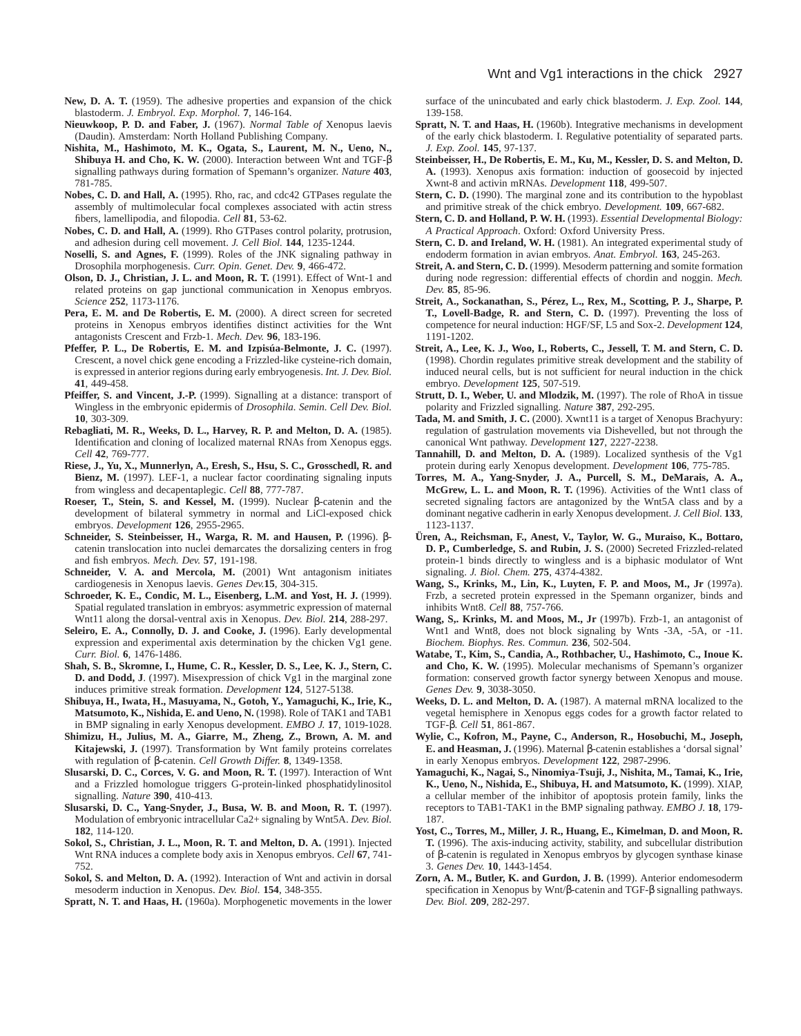**New, D. A. T.** (1959). The adhesive properties and expansion of the chick blastoderm. *J. Embryol. Exp. Morphol.* **7**, 146-164.

**Nieuwkoop, P. D. and Faber, J.** (1967). *Normal Table of* Xenopus laevis (Daudin). Amsterdam: North Holland Publishing Company.

**Nishita, M., Hashimoto, M. K., Ogata, S., Laurent, M. N., Ueno, N., Shibuya H. and Cho, K. W.** (2000). Interaction between Wnt and TGF-β signalling pathways during formation of Spemann's organizer. *Nature* **403**, 781-785.

**Nobes, C. D. and Hall, A.** (1995). Rho, rac, and cdc42 GTPases regulate the assembly of multimolecular focal complexes associated with actin stress fibers, lamellipodia, and filopodia. *Cell* **81**, 53-62.

**Nobes, C. D. and Hall, A.** (1999). Rho GTPases control polarity, protrusion, and adhesion during cell movement. *J. Cell Biol.* **144**, 1235-1244.

**Noselli, S. and Agnes, F.** (1999). Roles of the JNK signaling pathway in Drosophila morphogenesis. *Curr. Opin. Genet. Dev.* **9**, 466-472.

**Olson, D. J., Christian, J. L. and Moon, R. T.** (1991). Effect of Wnt-1 and related proteins on gap junctional communication in Xenopus embryos. *Science* **252**, 1173-1176.

**Pera, E. M. and De Robertis, E. M.** (2000). A direct screen for secreted proteins in Xenopus embryos identifies distinct activities for the Wnt antagonists Crescent and Frzb-1. *Mech. Dev.* **96**, 183-196.

**Pfeffer, P. L., De Robertis, E. M. and Izpisúa-Belmonte, J. C.** (1997). Crescent, a novel chick gene encoding a Frizzled-like cysteine-rich domain, is expressed in anterior regions during early embryogenesis. *Int. J. Dev. Biol.* **41**, 449-458.

**Pfeiffer, S. and Vincent, J.-P.** (1999). Signalling at a distance: transport of Wingless in the embryonic epidermis of *Drosophila. Semin. Cell Dev. Biol.* **10**, 303-309.

**Rebagliati, M. R., Weeks, D. L., Harvey, R. P. and Melton, D. A.** (1985). Identification and cloning of localized maternal RNAs from Xenopus eggs. *Cell* **42**, 769-777.

**Riese, J., Yu, X., Munnerlyn, A., Eresh, S., Hsu, S. C., Grosschedl, R. and Bienz, M.** (1997). LEF-1, a nuclear factor coordinating signaling inputs from wingless and decapentaplegic. *Cell* **88**, 777-787.

**Roeser, T., Stein, S. and Kessel, M.** (1999). Nuclear β-catenin and the development of bilateral symmetry in normal and LiCl-exposed chick embryos. *Development* **126**, 2955-2965.

**Schneider, S. Steinbeisser, H., Warga, R. M. and Hausen, P.** (1996). β-catenin translocation into nuclei demarcates the dorsalizing centers in frog and fish embryos. *Mech. Dev.* **57**, 191-198.

**Schneider, V. A. and Mercola, M.** (2001) Wnt antagonism initiates cardiogenesis in Xenopus laevis. *Genes Dev.***15**, 304-315.

**Schroeder, K. E., Condic, M. L., Eisenberg, L.M. and Yost, H. J.** (1999). Spatial regulated translation in embryos: asymmetric expression of maternal Wnt11 along the dorsal-ventral axis in Xenopus. *Dev. Biol.* **214**, 288-297.

**Seleiro, E. A., Connolly, D. J. and Cooke, J.** (1996). Early developmental expression and experimental axis determination by the chicken Vg1 gene. *Curr. Biol.* **6**, 1476-1486.

**Shah, S. B., Skromne, I., Hume, C. R., Kessler, D. S., Lee, K. J., Stern, C. D. and Dodd, J**. (1997). Misexpression of chick Vg1 in the marginal zone induces primitive streak formation. *Development* **124**, 5127-5138.

**Shibuya, H., Iwata, H., Masuyama, N., Gotoh, Y., Yamaguchi, K., Irie, K., Matsumoto, K., Nishida, E. and Ueno, N.** (1998). Role of TAK1 and TAB1 in BMP signaling in early Xenopus development. *EMBO J.* **17**, 1019-1028.

**Shimizu, H., Julius, M. A., Giarre, M., Zheng, Z., Brown, A. M. and Kitajewski, J.** (1997). Transformation by Wnt family proteins correlates with regulation of β-catenin. *Cell Growth Differ.* **8**, 1349-1358.

**Slusarski, D. C., Corces, V. G. and Moon, R. T.** (1997). Interaction of Wnt and a Frizzled homologue triggers G-protein-linked phosphatidylinositol signalling. *Nature* **390**, 410-413.

**Slusarski, D. C., Yang-Snyder, J., Busa, W. B. and Moon, R. T.** (1997). Modulation of embryonic intracellular Ca2+ signaling by Wnt5A. *Dev. Biol.* **182**, 114-120.

**Sokol, S., Christian, J. L., Moon, R. T. and Melton, D. A.** (1991). Injected Wnt RNA induces a complete body axis in Xenopus embryos. *Cell* **67**, 741-752.

**Sokol, S. and Melton, D. A.** (1992). Interaction of Wnt and activin in dorsal mesoderm induction in Xenopus. *Dev. Biol.* **154**, 348-355.

**Spratt, N. T. and Haas, H.** (1960a). Morphogenetic movements in the lower surface of the unincubated and early chick blastoderm. *J. Exp. Zool.* **144**, 139-158.

**Spratt, N. T. and Haas, H.** (1960b). Integrative mechanisms in development of the early chick blastoderm. I. Regulative potentiality of separated parts. *J. Exp. Zool.* **145**, 97-137.

**Steinbeisser, H., De Robertis, E. M., Ku, M., Kessler, D. S. and Melton, D. A.** (1993). Xenopus axis formation: induction of goosecoid by injected Xwnt-8 and activin mRNAs. *Development* **118**, 499-507.

**Stern, C. D.** (1990). The marginal zone and its contribution to the hypoblast and primitive streak of the chick embryo. *Development.* **109**, 667-682.

**Stern, C. D. and Holland, P. W. H.** (1993). *Essential Developmental Biology: A Practical Approach*. Oxford: Oxford University Press.

**Stern, C. D. and Ireland, W. H.** (1981). An integrated experimental study of endoderm formation in avian embryos. *Anat. Embryol.* **163**, 245-263.

**Streit, A. and Stern, C. D.** (1999). Mesoderm patterning and somite formation during node regression: differential effects of chordin and noggin. *Mech. Dev.* **85**, 85-96.

**Streit, A., Sockanathan, S., Pérez, L., Rex, M., Scotting, P. J., Sharpe, P. T., Lovell-Badge, R. and Stern, C. D.** (1997). Preventing the loss of competence for neural induction: HGF/SF, L5 and Sox-2. *Development* **124**, 1191-1202.

**Streit, A., Lee, K. J., Woo, I., Roberts, C., Jessell, T. M. and Stern, C. D.** (1998). Chordin regulates primitive streak development and the stability of induced neural cells, but is not sufficient for neural induction in the chick embryo. *Development* **125**, 507-519.

**Strutt, D. I., Weber, U. and Mlodzik, M.** (1997). The role of RhoA in tissue polarity and Frizzled signalling. *Nature* **387**, 292-295.

**Tada, M. and Smith, J. C.** (2000). Xwnt11 is a target of Xenopus Brachyury: regulation of gastrulation movements via Dishevelled, but not through the canonical Wnt pathway. *Development* **127**, 2227-2238.

**Tannahill, D. and Melton, D. A.** (1989). Localized synthesis of the Vg1 protein during early Xenopus development. *Development* **106**, 775-785.

**Torres, M. A., Yang-Snyder, J. A., Purcell, S. M., DeMarais, A. A., McGrew, L. L. and Moon, R. T.** (1996). Activities of the Wnt1 class of secreted signaling factors are antagonized by the Wnt5A class and by a dominant negative cadherin in early Xenopus development. *J. Cell Biol.* **133**, 1123-1137.

**Üren, A., Reichsman, F., Anest, V., Taylor, W. G., Muraiso, K., Bottaro, D. P., Cumberledge, S. and Rubin, J. S.** (2000) Secreted Frizzled-related protein-1 binds directly to wingless and is a biphasic modulator of Wnt signaling. *J. Biol. Chem.* **275**, 4374-4382.

**Wang, S., Krinks, M., Lin, K., Luyten, F. P. and Moos, M., Jr** (1997a). Frzb, a secreted protein expressed in the Spemann organizer, binds and inhibits Wnt8. *Cell* **88**, 757-766.

**Wang, S,. Krinks, M. and Moos, M., Jr** (1997b). Frzb-1, an antagonist of Wnt1 and Wnt8, does not block signaling by Wnts -3A, -5A, or -11. *Biochem. Biophys. Res. Commun.* **236**, 502-504.

**Watabe, T., Kim, S., Candia, A., Rothbacher, U., Hashimoto, C., Inoue K. and Cho, K. W.** (1995). Molecular mechanisms of Spemann's organizer formation: conserved growth factor synergy between Xenopus and mouse. *Genes Dev.* **9**, 3038-3050.

**Weeks, D. L. and Melton, D. A.** (1987). A maternal mRNA localized to the vegetal hemisphere in Xenopus eggs codes for a growth factor related to TGF-β. *Cell* **51**, 861-867.

**Wylie, C., Kofron, M., Payne, C., Anderson, R., Hosobuchi, M., Joseph, E. and Heasman, J.** (1996). Maternal β-catenin establishes a 'dorsal signal' in early Xenopus embryos. *Development* **122**, 2987-2996.

**Yamaguchi, K., Nagai, S., Ninomiya-Tsuji, J., Nishita, M., Tamai, K., Irie, K., Ueno, N., Nishida, E., Shibuya, H. and Matsumoto, K.** (1999). XIAP, a cellular member of the inhibitor of apoptosis protein family, links the receptors to TAB1-TAK1 in the BMP signaling pathway. *EMBO J.* **18**, 179-187.

**Yost, C., Torres, M., Miller, J. R., Huang, E., Kimelman, D. and Moon, R. T.** (1996). The axis-inducing activity, stability, and subcellular distribution of β-catenin is regulated in Xenopus embryos by glycogen synthase kinase 3. *Genes Dev.* **10**, 1443-1454.

**Zorn, A. M., Butler, K. and Gurdon, J. B.** (1999). Anterior endomesoderm specification in Xenopus by Wnt/β-catenin and TGF-β signalling pathways. *Dev. Biol.* **209**, 282-297.